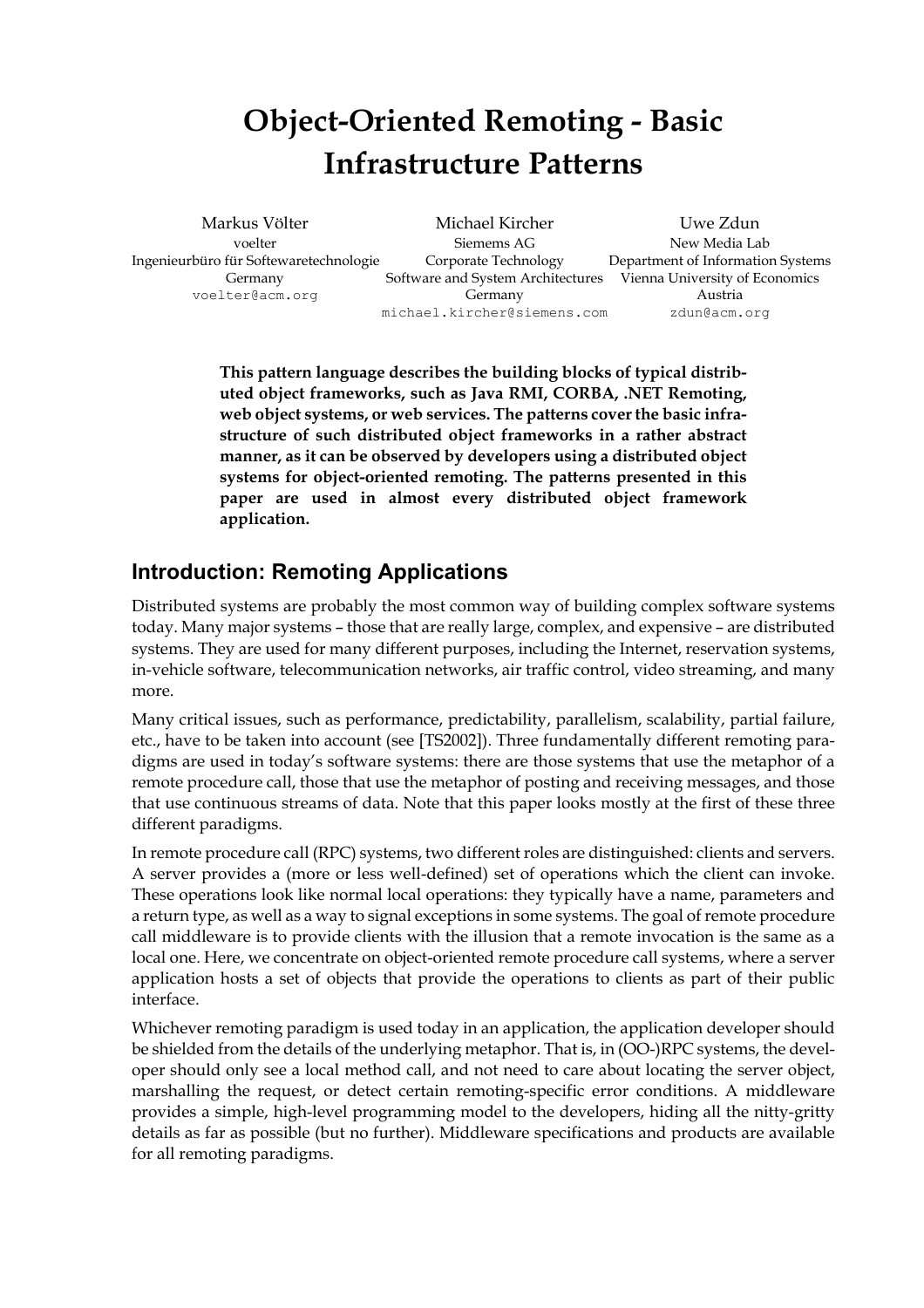# Object-Oriented Remoting - Basic Infrastructure Patterns

Markus Völter
voelter
Ingenieurbüro für Softewaretechnologie
Germany
voelter@acm.org

Michael Kircher
Siemems AG
Corporate Technology
Software and System Architectures
Germany
michael.kircher@siemens.com

Uwe Zdun
New Media Lab
Department of Information Systems
Vienna University of Economics
Austria
zdun@acm.org

**This pattern language describes the building blocks of typical distributed object frameworks, such as Java RMI, CORBA, .NET Remoting, web object systems, or web services. The patterns cover the basic infrastructure of such distributed object frameworks in a rather abstract manner, as it can be observed by developers using a distributed object systems for object-oriented remoting. The patterns presented in this paper are used in almost every distributed object framework application.**

## Introduction: Remoting Applications

Distributed systems are probably the most common way of building complex software systems today. Many major systems – those that are really large, complex, and expensive – are distributed systems. They are used for many different purposes, including the Internet, reservation systems, in-vehicle software, telecommunication networks, air traffic control, video streaming, and many more.

Many critical issues, such as performance, predictability, parallelism, scalability, partial failure, etc., have to be taken into account (see [TS2002]). Three fundamentally different remoting paradigms are used in today's software systems: there are those systems that use the metaphor of a remote procedure call, those that use the metaphor of posting and receiving messages, and those that use continuous streams of data. Note that this paper looks mostly at the first of these three different paradigms.

In remote procedure call (RPC) systems, two different roles are distinguished: clients and servers. A server provides a (more or less well-defined) set of operations which the client can invoke. These operations look like normal local operations: they typically have a name, parameters and a return type, as well as a way to signal exceptions in some systems. The goal of remote procedure call middleware is to provide clients with the illusion that a remote invocation is the same as a local one. Here, we concentrate on object-oriented remote procedure call systems, where a server application hosts a set of objects that provide the operations to clients as part of their public interface.

Whichever remoting paradigm is used today in an application, the application developer should be shielded from the details of the underlying metaphor. That is, in (OO-)RPC systems, the developer should only see a local method call, and not need to care about locating the server object, marshalling the request, or detect certain remoting-specific error conditions. A middleware provides a simple, high-level programming model to the developers, hiding all the nitty-gritty details as far as possible (but no further). Middleware specifications and products are available for all remoting paradigms.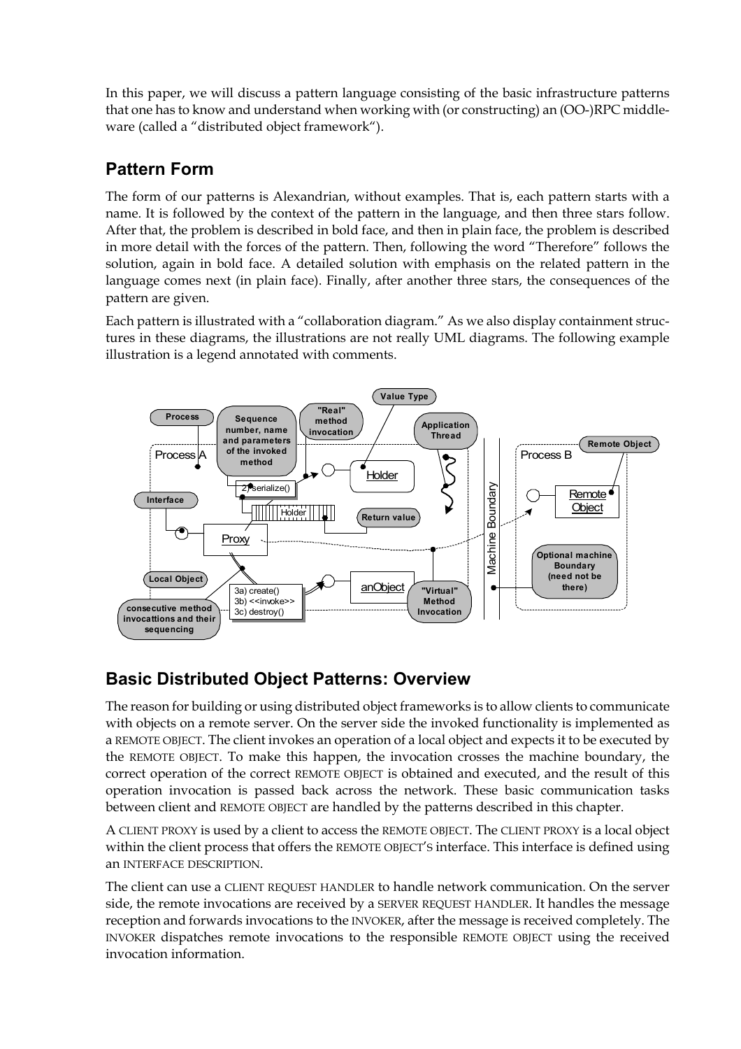In this paper, we will discuss a pattern language consisting of the basic infrastructure patterns that one has to know and understand when working with (or constructing) an (OO-)RPC middleware (called a "distributed object framework").

## Pattern Form

The form of our patterns is Alexandrian, without examples. That is, each pattern starts with a name. It is followed by the context of the pattern in the language, and then three stars follow. After that, the problem is described in bold face, and then in plain face, the problem is described in more detail with the forces of the pattern. Then, following the word "Therefore" follows the solution, again in bold face. A detailed solution with emphasis on the related pattern in the language comes next (in plain face). Finally, after another three stars, the consequences of the pattern are given.

Each pattern is illustrated with a "collaboration diagram." As we also display containment structures in these diagrams, the illustrations are not really UML diagrams. The following example illustration is a legend annotated with comments.

## Basic Distributed Object Patterns: Overview

The reason for building or using distributed object frameworks is to allow clients to communicate with objects on a remote server. On the server side the invoked functionality is implemented as a REMOTE OBJECT. The client invokes an operation of a local object and expects it to be executed by the REMOTE OBJECT. To make this happen, the invocation crosses the machine boundary, the correct operation of the correct REMOTE OBJECT is obtained and executed, and the result of this operation invocation is passed back across the network. These basic communication tasks between client and REMOTE OBJECT are handled by the patterns described in this chapter.

A CLIENT PROXY is used by a client to access the REMOTE OBJECT. The CLIENT PROXY is a local object within the client process that offers the REMOTE OBJECT'S interface. This interface is defined using an INTERFACE DESCRIPTION.

The client can use a CLIENT REQUEST HANDLER to handle network communication. On the server side, the remote invocations are received by a SERVER REQUEST HANDLER. It handles the message reception and forwards invocations to the INVOKER, after the message is received completely. The INVOKER dispatches remote invocations to the responsible REMOTE OBJECT using the received invocation information.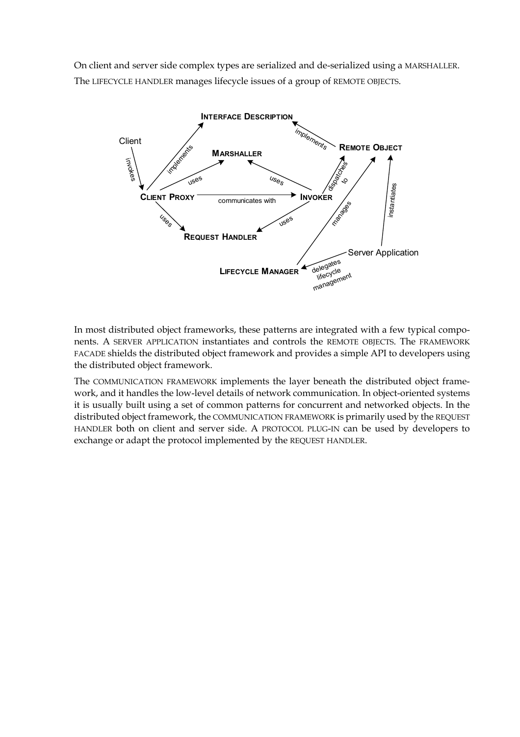On client and server side complex types are serialized and de-serialized using a MARSHALLER. The LIFECYCLE HANDLER manages lifecycle issues of a group of REMOTE OBJECTS.

In most distributed object frameworks, these patterns are integrated with a few typical components. A SERVER APPLICATION instantiates and controls the REMOTE OBJECTS. The FRAMEWORK FACADE shields the distributed object framework and provides a simple API to developers using the distributed object framework.

The COMMUNICATION FRAMEWORK implements the layer beneath the distributed object framework, and it handles the low-level details of network communication. In object-oriented systems it is usually built using a set of common patterns for concurrent and networked objects. In the distributed object framework, the COMMUNICATION FRAMEWORK is primarily used by the REQUEST HANDLER both on client and server side. A PROTOCOL PLUG-IN can be used by developers to exchange or adapt the protocol implemented by the REQUEST HANDLER.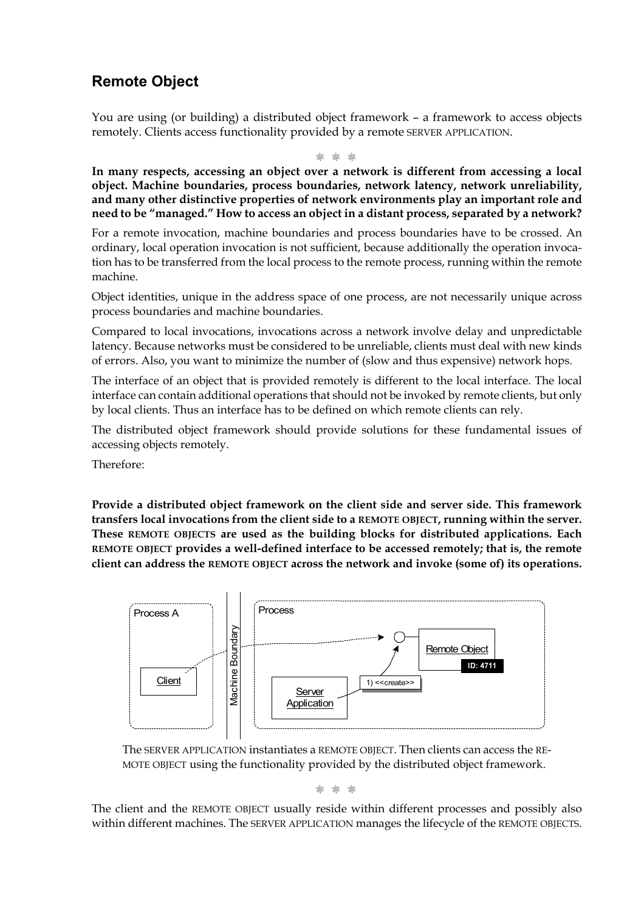## Remote Object

You are using (or building) a distributed object framework – a framework to access objects remotely. Clients access functionality provided by a remote SERVER APPLICATION.

❋ ❋ ❋

**In many respects, accessing an object over a network is different from accessing a local object. Machine boundaries, process boundaries, network latency, network unreliability, and many other distinctive properties of network environments play an important role and need to be "managed." How to access an object in a distant process, separated by a network?**

For a remote invocation, machine boundaries and process boundaries have to be crossed. An ordinary, local operation invocation is not sufficient, because additionally the operation invocation has to be transferred from the local process to the remote process, running within the remote machine.

Object identities, unique in the address space of one process, are not necessarily unique across process boundaries and machine boundaries.

Compared to local invocations, invocations across a network involve delay and unpredictable latency. Because networks must be considered to be unreliable, clients must deal with new kinds of errors. Also, you want to minimize the number of (slow and thus expensive) network hops.

The interface of an object that is provided remotely is different to the local interface. The local interface can contain additional operations that should not be invoked by remote clients, but only by local clients. Thus an interface has to be defined on which remote clients can rely.

The distributed object framework should provide solutions for these fundamental issues of accessing objects remotely.

Therefore:

**Provide a distributed object framework on the client side and server side. This framework transfers local invocations from the client side to a REMOTE OBJECT, running within the server. These REMOTE OBJECTS are used as the building blocks for distributed applications. Each REMOTE OBJECT provides a well-defined interface to be accessed remotely; that is, the remote client can address the REMOTE OBJECT across the network and invoke (some of) its operations.**

Process A | Client | Machine Boundary | Process | Remote Object | ID: 4711 | Server Application | 1) <<create>>

The SERVER APPLICATION instantiates a REMOTE OBJECT. Then clients can access the REMOTE OBJECT using the functionality provided by the distributed object framework.

❋ ❋ ❋

The client and the REMOTE OBJECT usually reside within different processes and possibly also within different machines. The SERVER APPLICATION manages the lifecycle of the REMOTE OBJECTS.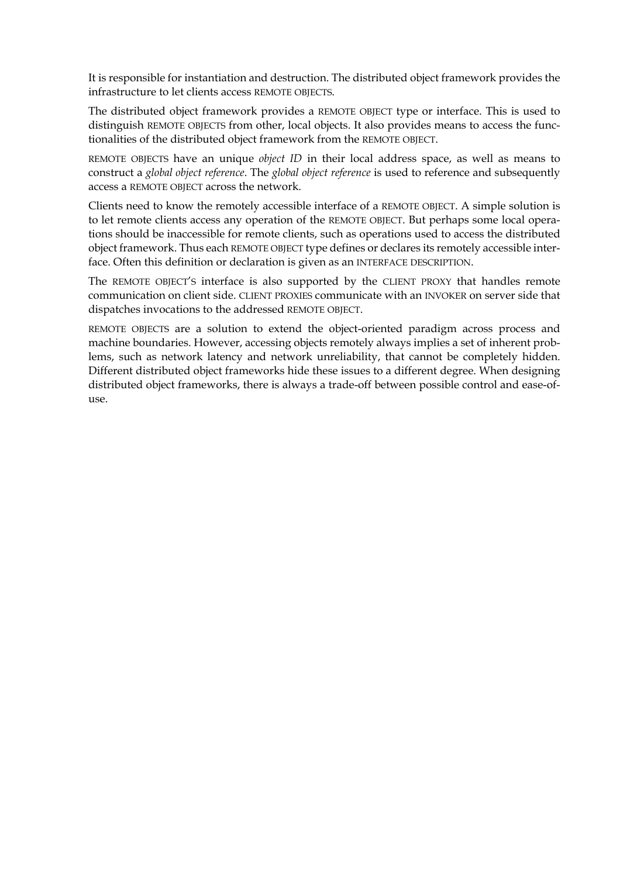It is responsible for instantiation and destruction. The distributed object framework provides the infrastructure to let clients access REMOTE OBJECTS.

The distributed object framework provides a REMOTE OBJECT type or interface. This is used to distinguish REMOTE OBJECTS from other, local objects. It also provides means to access the functionalities of the distributed object framework from the REMOTE OBJECT.

REMOTE OBJECTS have an unique *object ID* in their local address space, as well as means to construct a *global object reference*. The *global object reference* is used to reference and subsequently access a REMOTE OBJECT across the network.

Clients need to know the remotely accessible interface of a REMOTE OBJECT. A simple solution is to let remote clients access any operation of the REMOTE OBJECT. But perhaps some local operations should be inaccessible for remote clients, such as operations used to access the distributed object framework. Thus each REMOTE OBJECT type defines or declares its remotely accessible interface. Often this definition or declaration is given as an INTERFACE DESCRIPTION.

The REMOTE OBJECT'S interface is also supported by the CLIENT PROXY that handles remote communication on client side. CLIENT PROXIES communicate with an INVOKER on server side that dispatches invocations to the addressed REMOTE OBJECT.

REMOTE OBJECTS are a solution to extend the object-oriented paradigm across process and machine boundaries. However, accessing objects remotely always implies a set of inherent problems, such as network latency and network unreliability, that cannot be completely hidden. Different distributed object frameworks hide these issues to a different degree. When designing distributed object frameworks, there is always a trade-off between possible control and ease-of-use.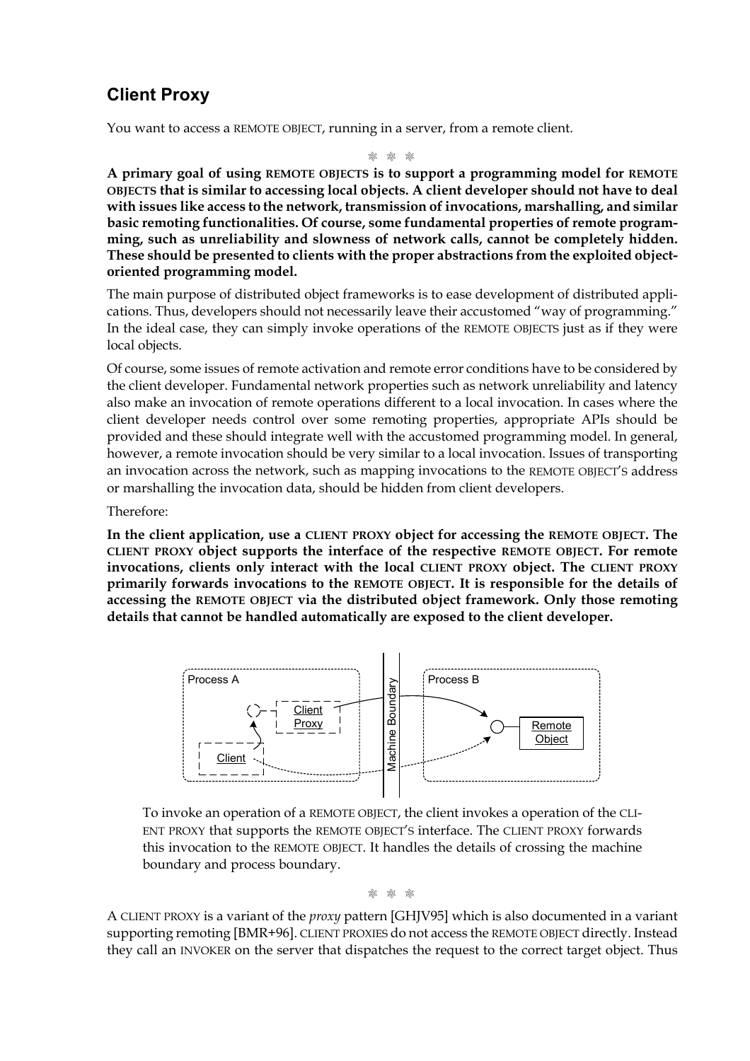## Client Proxy

You want to access a REMOTE OBJECT, running in a server, from a remote client.

❊ ❊ ❊

**A primary goal of using REMOTE OBJECTS is to support a programming model for REMOTE OBJECTS that is similar to accessing local objects. A client developer should not have to deal with issues like access to the network, transmission of invocations, marshalling, and similar basic remoting functionalities. Of course, some fundamental properties of remote programming, such as unreliability and slowness of network calls, cannot be completely hidden. These should be presented to clients with the proper abstractions from the exploited object-oriented programming model.**

The main purpose of distributed object frameworks is to ease development of distributed applications. Thus, developers should not necessarily leave their accustomed "way of programming." In the ideal case, they can simply invoke operations of the REMOTE OBJECTS just as if they were local objects.

Of course, some issues of remote activation and remote error conditions have to be considered by the client developer. Fundamental network properties such as network unreliability and latency also make an invocation of remote operations different to a local invocation. In cases where the client developer needs control over some remoting properties, appropriate APIs should be provided and these should integrate well with the accustomed programming model. In general, however, a remote invocation should be very similar to a local invocation. Issues of transporting an invocation across the network, such as mapping invocations to the REMOTE OBJECT'S address or marshalling the invocation data, should be hidden from client developers.

Therefore:

**In the client application, use a CLIENT PROXY object for accessing the REMOTE OBJECT. The CLIENT PROXY object supports the interface of the respective REMOTE OBJECT. For remote invocations, clients only interact with the local CLIENT PROXY object. The CLIENT PROXY primarily forwards invocations to the REMOTE OBJECT. It is responsible for the details of accessing the REMOTE OBJECT via the distributed object framework. Only those remoting details that cannot be handled automatically are exposed to the client developer.**

To invoke an operation of a REMOTE OBJECT, the client invokes a operation of the CLIENT PROXY that supports the REMOTE OBJECT'S interface. The CLIENT PROXY forwards this invocation to the REMOTE OBJECT. It handles the details of crossing the machine boundary and process boundary.

❊ ❊ ❊

A CLIENT PROXY is a variant of the *proxy* pattern [GHJV95] which is also documented in a variant supporting remoting [BMR+96]. CLIENT PROXIES do not access the REMOTE OBJECT directly. Instead they call an INVOKER on the server that dispatches the request to the correct target object. Thus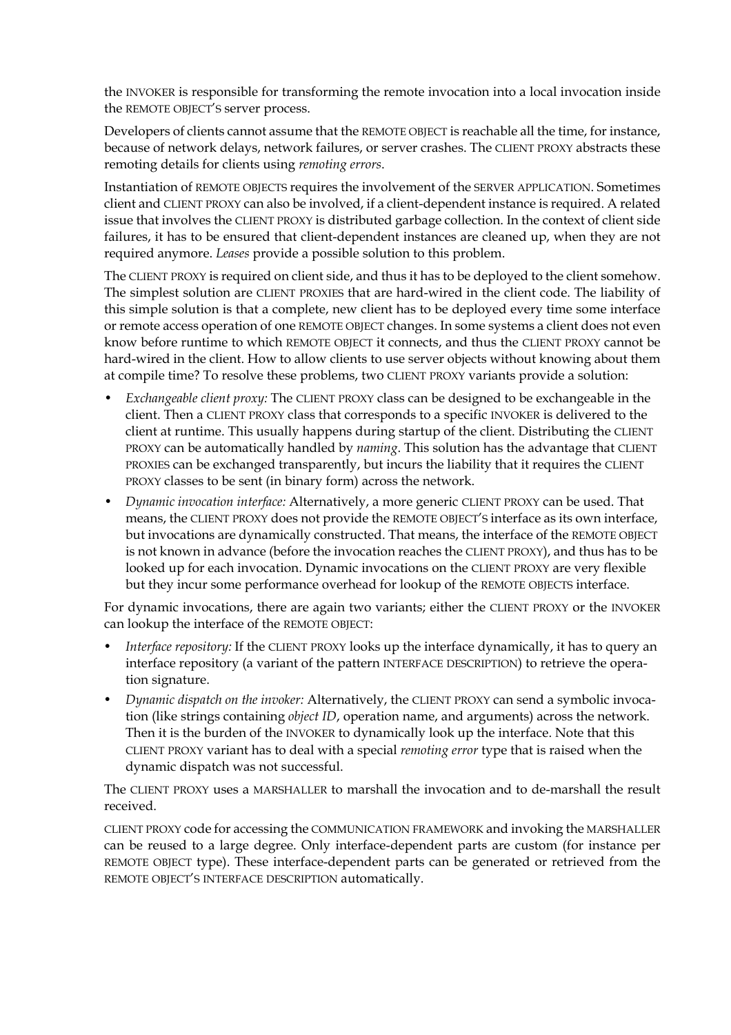the INVOKER is responsible for transforming the remote invocation into a local invocation inside the REMOTE OBJECT'S server process.

Developers of clients cannot assume that the REMOTE OBJECT is reachable all the time, for instance, because of network delays, network failures, or server crashes. The CLIENT PROXY abstracts these remoting details for clients using *remoting errors*.

Instantiation of REMOTE OBJECTS requires the involvement of the SERVER APPLICATION. Sometimes client and CLIENT PROXY can also be involved, if a client-dependent instance is required. A related issue that involves the CLIENT PROXY is distributed garbage collection. In the context of client side failures, it has to be ensured that client-dependent instances are cleaned up, when they are not required anymore. *Leases* provide a possible solution to this problem.

The CLIENT PROXY is required on client side, and thus it has to be deployed to the client somehow. The simplest solution are CLIENT PROXIES that are hard-wired in the client code. The liability of this simple solution is that a complete, new client has to be deployed every time some interface or remote access operation of one REMOTE OBJECT changes. In some systems a client does not even know before runtime to which REMOTE OBJECT it connects, and thus the CLIENT PROXY cannot be hard-wired in the client. How to allow clients to use server objects without knowing about them at compile time? To resolve these problems, two CLIENT PROXY variants provide a solution:

- *Exchangeable client proxy:* The CLIENT PROXY class can be designed to be exchangeable in the client. Then a CLIENT PROXY class that corresponds to a specific INVOKER is delivered to the client at runtime. This usually happens during startup of the client. Distributing the CLIENT PROXY can be automatically handled by *naming*. This solution has the advantage that CLIENT PROXIES can be exchanged transparently, but incurs the liability that it requires the CLIENT PROXY classes to be sent (in binary form) across the network.
- *Dynamic invocation interface:* Alternatively, a more generic CLIENT PROXY can be used. That means, the CLIENT PROXY does not provide the REMOTE OBJECT'S interface as its own interface, but invocations are dynamically constructed. That means, the interface of the REMOTE OBJECT is not known in advance (before the invocation reaches the CLIENT PROXY), and thus has to be looked up for each invocation. Dynamic invocations on the CLIENT PROXY are very flexible but they incur some performance overhead for lookup of the REMOTE OBJECTS interface.

For dynamic invocations, there are again two variants; either the CLIENT PROXY or the INVOKER can lookup the interface of the REMOTE OBJECT:

- *Interface repository:* If the CLIENT PROXY looks up the interface dynamically, it has to query an interface repository (a variant of the pattern INTERFACE DESCRIPTION) to retrieve the operation signature.
- *Dynamic dispatch on the invoker:* Alternatively, the CLIENT PROXY can send a symbolic invocation (like strings containing *object ID*, operation name, and arguments) across the network. Then it is the burden of the INVOKER to dynamically look up the interface. Note that this CLIENT PROXY variant has to deal with a special *remoting error* type that is raised when the dynamic dispatch was not successful.

The CLIENT PROXY uses a MARSHALLER to marshall the invocation and to de-marshall the result received.

CLIENT PROXY code for accessing the COMMUNICATION FRAMEWORK and invoking the MARSHALLER can be reused to a large degree. Only interface-dependent parts are custom (for instance per REMOTE OBJECT type). These interface-dependent parts can be generated or retrieved from the REMOTE OBJECT'S INTERFACE DESCRIPTION automatically.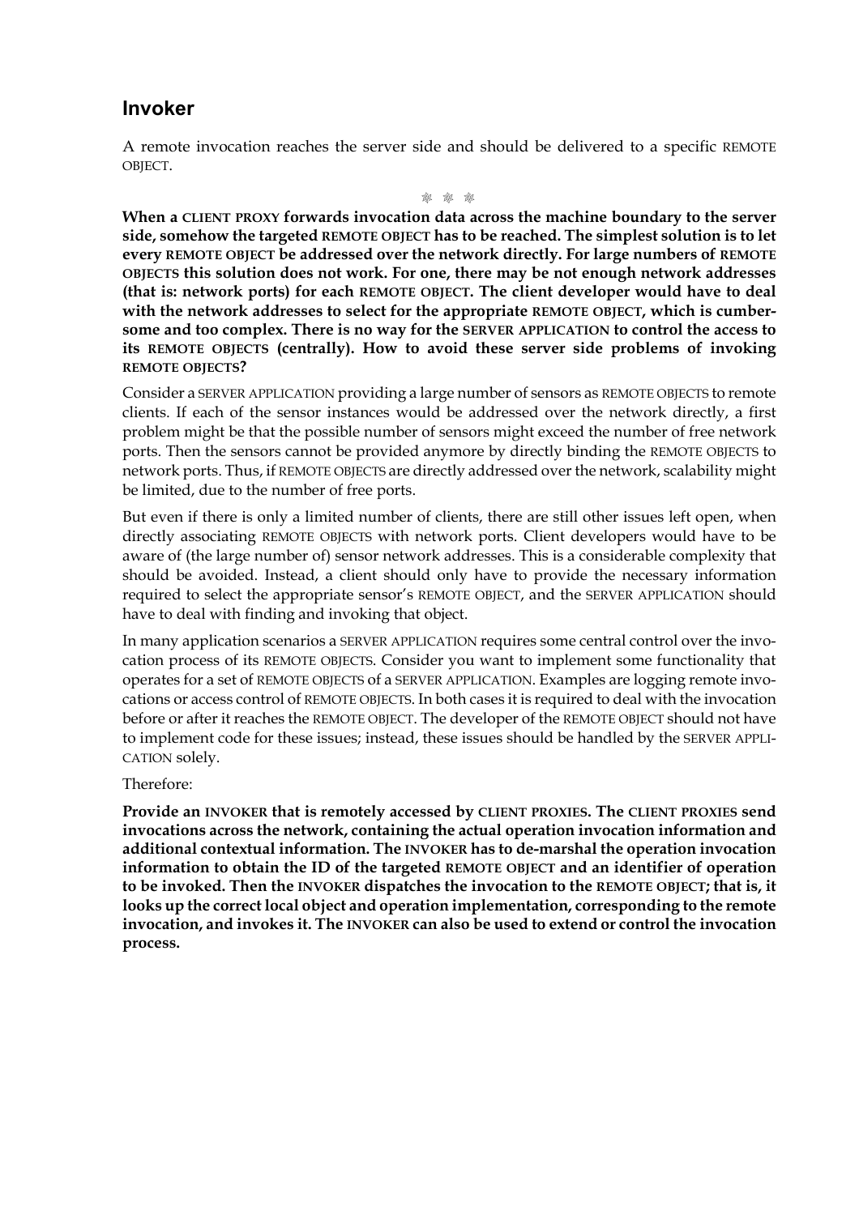## Invoker

A remote invocation reaches the server side and should be delivered to a specific REMOTE OBJECT.

❊ ❊ ❊

**When a CLIENT PROXY forwards invocation data across the machine boundary to the server side, somehow the targeted REMOTE OBJECT has to be reached. The simplest solution is to let every REMOTE OBJECT be addressed over the network directly. For large numbers of REMOTE OBJECTS this solution does not work. For one, there may be not enough network addresses (that is: network ports) for each REMOTE OBJECT. The client developer would have to deal with the network addresses to select for the appropriate REMOTE OBJECT, which is cumbersome and too complex. There is no way for the SERVER APPLICATION to control the access to its REMOTE OBJECTS (centrally). How to avoid these server side problems of invoking REMOTE OBJECTS?**

Consider a SERVER APPLICATION providing a large number of sensors as REMOTE OBJECTS to remote clients. If each of the sensor instances would be addressed over the network directly, a first problem might be that the possible number of sensors might exceed the number of free network ports. Then the sensors cannot be provided anymore by directly binding the REMOTE OBJECTS to network ports. Thus, if REMOTE OBJECTS are directly addressed over the network, scalability might be limited, due to the number of free ports.

But even if there is only a limited number of clients, there are still other issues left open, when directly associating REMOTE OBJECTS with network ports. Client developers would have to be aware of (the large number of) sensor network addresses. This is a considerable complexity that should be avoided. Instead, a client should only have to provide the necessary information required to select the appropriate sensor's REMOTE OBJECT, and the SERVER APPLICATION should have to deal with finding and invoking that object.

In many application scenarios a SERVER APPLICATION requires some central control over the invocation process of its REMOTE OBJECTS. Consider you want to implement some functionality that operates for a set of REMOTE OBJECTS of a SERVER APPLICATION. Examples are logging remote invocations or access control of REMOTE OBJECTS. In both cases it is required to deal with the invocation before or after it reaches the REMOTE OBJECT. The developer of the REMOTE OBJECT should not have to implement code for these issues; instead, these issues should be handled by the SERVER APPLICATION solely.

Therefore:

**Provide an INVOKER that is remotely accessed by CLIENT PROXIES. The CLIENT PROXIES send invocations across the network, containing the actual operation invocation information and additional contextual information. The INVOKER has to de-marshal the operation invocation information to obtain the ID of the targeted REMOTE OBJECT and an identifier of operation to be invoked. Then the INVOKER dispatches the invocation to the REMOTE OBJECT; that is, it looks up the correct local object and operation implementation, corresponding to the remote invocation, and invokes it. The INVOKER can also be used to extend or control the invocation process.**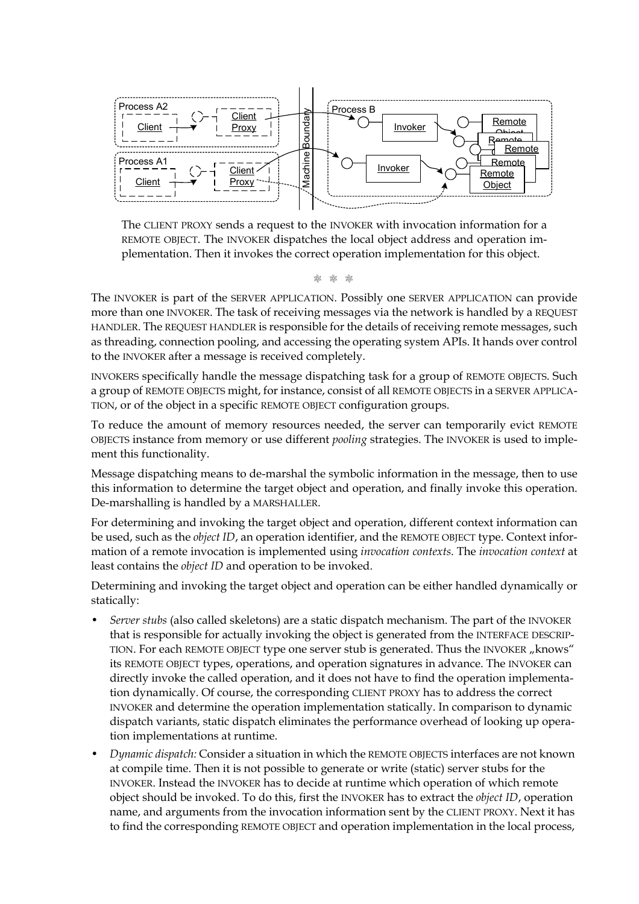The CLIENT PROXY sends a request to the INVOKER with invocation information for a REMOTE OBJECT. The INVOKER dispatches the local object address and operation implementation. Then it invokes the correct operation implementation for this object.

❊ ❊ ❊

The INVOKER is part of the SERVER APPLICATION. Possibly one SERVER APPLICATION can provide more than one INVOKER. The task of receiving messages via the network is handled by a REQUEST HANDLER. The REQUEST HANDLER is responsible for the details of receiving remote messages, such as threading, connection pooling, and accessing the operating system APIs. It hands over control to the INVOKER after a message is received completely.

INVOKERS specifically handle the message dispatching task for a group of REMOTE OBJECTS. Such a group of REMOTE OBJECTS might, for instance, consist of all REMOTE OBJECTS in a SERVER APPLICATION, or of the object in a specific REMOTE OBJECT configuration groups.

To reduce the amount of memory resources needed, the server can temporarily evict REMOTE OBJECTS instance from memory or use different *pooling* strategies. The INVOKER is used to implement this functionality.

Message dispatching means to de-marshal the symbolic information in the message, then to use this information to determine the target object and operation, and finally invoke this operation. De-marshalling is handled by a MARSHALLER.

For determining and invoking the target object and operation, different context information can be used, such as the *object ID*, an operation identifier, and the REMOTE OBJECT type. Context information of a remote invocation is implemented using *invocation contexts*. The *invocation context* at least contains the *object ID* and operation to be invoked.

Determining and invoking the target object and operation can be either handled dynamically or statically:

- *Server stubs* (also called skeletons) are a static dispatch mechanism. The part of the INVOKER that is responsible for actually invoking the object is generated from the INTERFACE DESCRIPTION. For each REMOTE OBJECT type one server stub is generated. Thus the INVOKER „knows“ its REMOTE OBJECT types, operations, and operation signatures in advance. The INVOKER can directly invoke the called operation, and it does not have to find the operation implementation dynamically. Of course, the corresponding CLIENT PROXY has to address the correct INVOKER and determine the operation implementation statically. In comparison to dynamic dispatch variants, static dispatch eliminates the performance overhead of looking up operation implementations at runtime.
- *Dynamic dispatch:* Consider a situation in which the REMOTE OBJECTS interfaces are not known at compile time. Then it is not possible to generate or write (static) server stubs for the INVOKER. Instead the INVOKER has to decide at runtime which operation of which remote object should be invoked. To do this, first the INVOKER has to extract the *object ID*, operation name, and arguments from the invocation information sent by the CLIENT PROXY. Next it has to find the corresponding REMOTE OBJECT and operation implementation in the local process,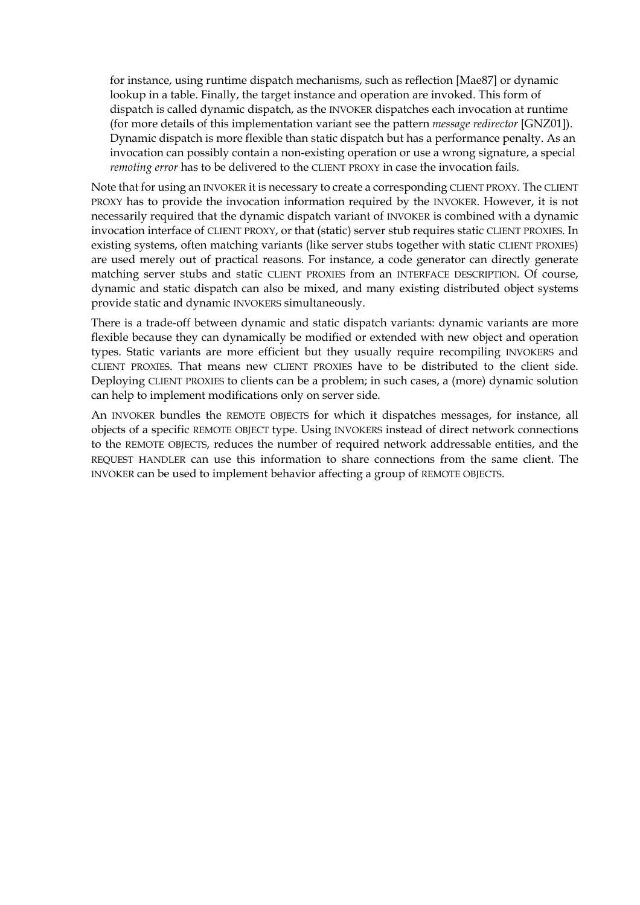for instance, using runtime dispatch mechanisms, such as reflection [Mae87] or dynamic lookup in a table. Finally, the target instance and operation are invoked. This form of dispatch is called dynamic dispatch, as the INVOKER dispatches each invocation at runtime (for more details of this implementation variant see the pattern *message redirector* [GNZ01]). Dynamic dispatch is more flexible than static dispatch but has a performance penalty. As an invocation can possibly contain a non-existing operation or use a wrong signature, a special *remoting error* has to be delivered to the CLIENT PROXY in case the invocation fails.

Note that for using an INVOKER it is necessary to create a corresponding CLIENT PROXY. The CLIENT PROXY has to provide the invocation information required by the INVOKER. However, it is not necessarily required that the dynamic dispatch variant of INVOKER is combined with a dynamic invocation interface of CLIENT PROXY, or that (static) server stub requires static CLIENT PROXIES. In existing systems, often matching variants (like server stubs together with static CLIENT PROXIES) are used merely out of practical reasons. For instance, a code generator can directly generate matching server stubs and static CLIENT PROXIES from an INTERFACE DESCRIPTION. Of course, dynamic and static dispatch can also be mixed, and many existing distributed object systems provide static and dynamic INVOKERS simultaneously.

There is a trade-off between dynamic and static dispatch variants: dynamic variants are more flexible because they can dynamically be modified or extended with new object and operation types. Static variants are more efficient but they usually require recompiling INVOKERS and CLIENT PROXIES. That means new CLIENT PROXIES have to be distributed to the client side. Deploying CLIENT PROXIES to clients can be a problem; in such cases, a (more) dynamic solution can help to implement modifications only on server side.

An INVOKER bundles the REMOTE OBJECTS for which it dispatches messages, for instance, all objects of a specific REMOTE OBJECT type. Using INVOKERS instead of direct network connections to the REMOTE OBJECTS, reduces the number of required network addressable entities, and the REQUEST HANDLER can use this information to share connections from the same client. The INVOKER can be used to implement behavior affecting a group of REMOTE OBJECTS.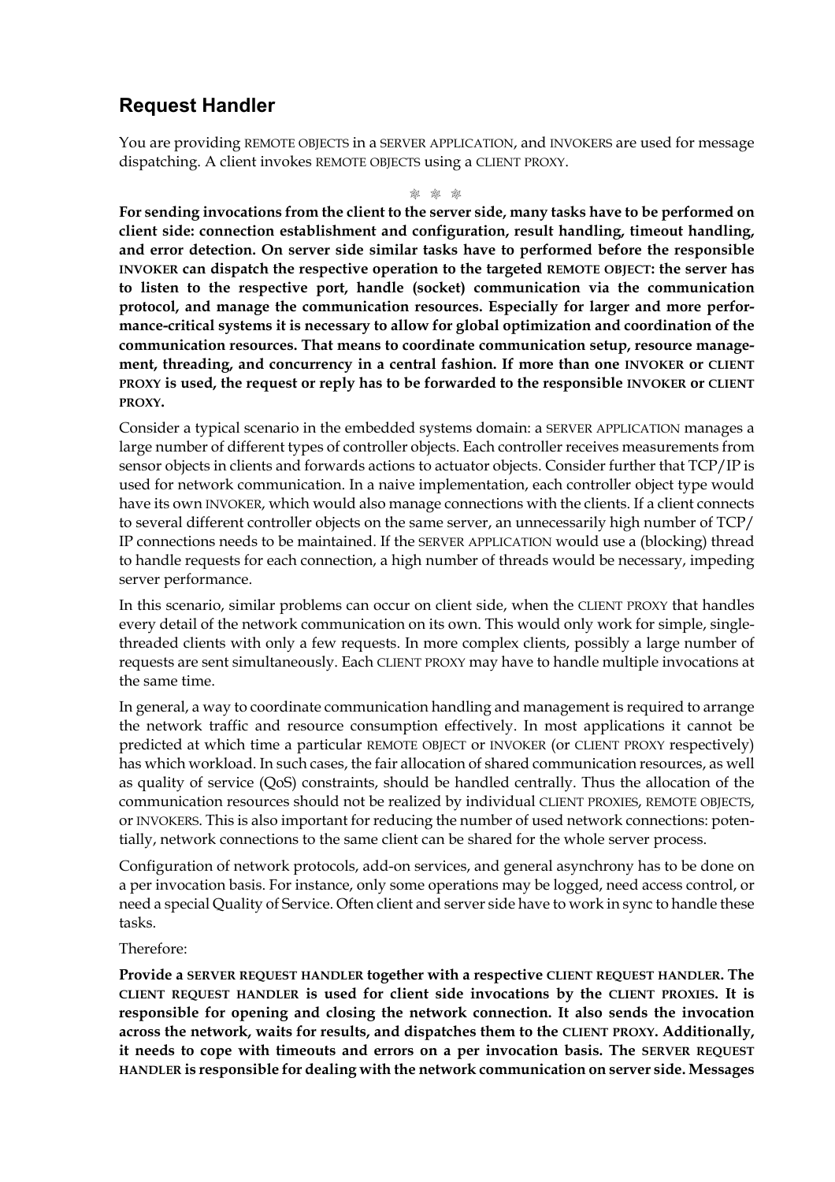## Request Handler

You are providing REMOTE OBJECTS in a SERVER APPLICATION, and INVOKERS are used for message dispatching. A client invokes REMOTE OBJECTS using a CLIENT PROXY.

❊ ❊ ❊

**For sending invocations from the client to the server side, many tasks have to be performed on client side: connection establishment and configuration, result handling, timeout handling, and error detection. On server side similar tasks have to performed before the responsible INVOKER can dispatch the respective operation to the targeted REMOTE OBJECT: the server has to listen to the respective port, handle (socket) communication via the communication protocol, and manage the communication resources. Especially for larger and more performance-critical systems it is necessary to allow for global optimization and coordination of the communication resources. That means to coordinate communication setup, resource management, threading, and concurrency in a central fashion. If more than one INVOKER or CLIENT PROXY is used, the request or reply has to be forwarded to the responsible INVOKER or CLIENT PROXY.**

Consider a typical scenario in the embedded systems domain: a SERVER APPLICATION manages a large number of different types of controller objects. Each controller receives measurements from sensor objects in clients and forwards actions to actuator objects. Consider further that TCP/IP is used for network communication. In a naive implementation, each controller object type would have its own INVOKER, which would also manage connections with the clients. If a client connects to several different controller objects on the same server, an unnecessarily high number of TCP/IP connections needs to be maintained. If the SERVER APPLICATION would use a (blocking) thread to handle requests for each connection, a high number of threads would be necessary, impeding server performance.

In this scenario, similar problems can occur on client side, when the CLIENT PROXY that handles every detail of the network communication on its own. This would only work for simple, single-threaded clients with only a few requests. In more complex clients, possibly a large number of requests are sent simultaneously. Each CLIENT PROXY may have to handle multiple invocations at the same time.

In general, a way to coordinate communication handling and management is required to arrange the network traffic and resource consumption effectively. In most applications it cannot be predicted at which time a particular REMOTE OBJECT or INVOKER (or CLIENT PROXY respectively) has which workload. In such cases, the fair allocation of shared communication resources, as well as quality of service (QoS) constraints, should be handled centrally. Thus the allocation of the communication resources should not be realized by individual CLIENT PROXIES, REMOTE OBJECTS, or INVOKERS. This is also important for reducing the number of used network connections: potentially, network connections to the same client can be shared for the whole server process.

Configuration of network protocols, add-on services, and general asynchrony has to be done on a per invocation basis. For instance, only some operations may be logged, need access control, or need a special Quality of Service. Often client and server side have to work in sync to handle these tasks.

Therefore:

**Provide a SERVER REQUEST HANDLER together with a respective CLIENT REQUEST HANDLER. The CLIENT REQUEST HANDLER is used for client side invocations by the CLIENT PROXIES. It is responsible for opening and closing the network connection. It also sends the invocation across the network, waits for results, and dispatches them to the CLIENT PROXY. Additionally, it needs to cope with timeouts and errors on a per invocation basis. The SERVER REQUEST HANDLER is responsible for dealing with the network communication on server side. Messages**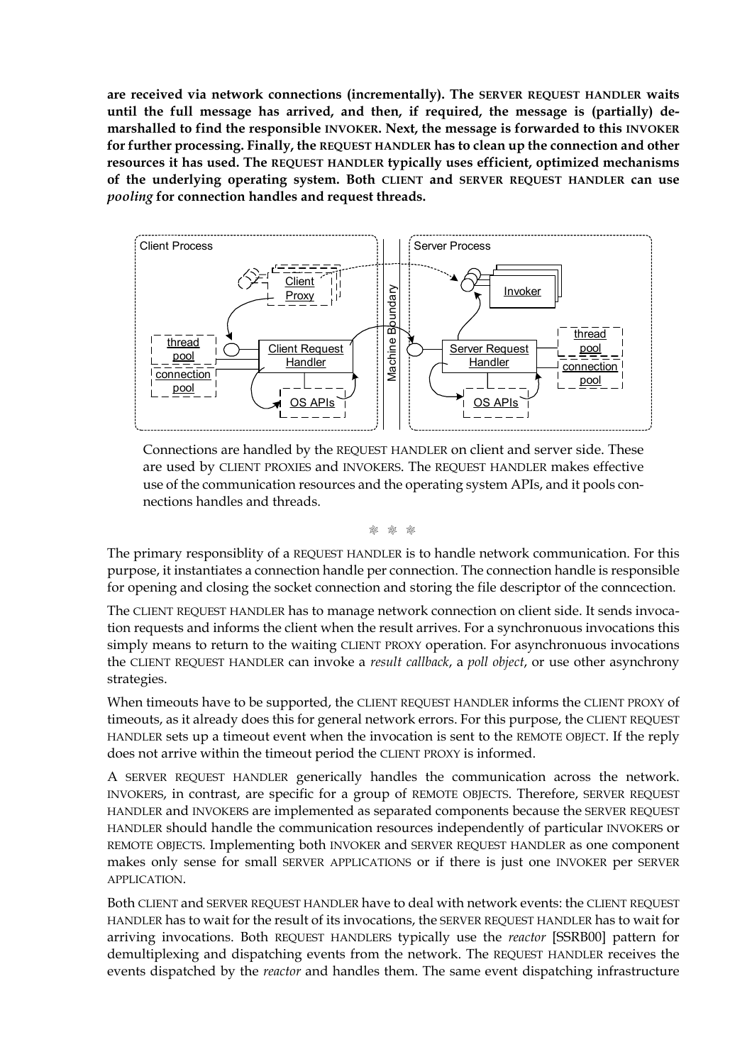**are received via network connections (incrementally). The SERVER REQUEST HANDLER waits until the full message has arrived, and then, if required, the message is (partially) demarshalled to find the responsible INVOKER. Next, the message is forwarded to this INVOKER for further processing. Finally, the REQUEST HANDLER has to clean up the connection and other resources it has used. The REQUEST HANDLER typically uses efficient, optimized mechanisms of the underlying operating system. Both CLIENT and SERVER REQUEST HANDLER can use *pooling* for connection handles and request threads.**

Connections are handled by the REQUEST HANDLER on client and server side. These are used by CLIENT PROXIES and INVOKERS. The REQUEST HANDLER makes effective use of the communication resources and the operating system APIs, and it pools connections handles and threads.

❊ ❊ ❊

The primary responsiblity of a REQUEST HANDLER is to handle network communication. For this purpose, it instantiates a connection handle per connection. The connection handle is responsible for opening and closing the socket connection and storing the file descriptor of the conncection.

The CLIENT REQUEST HANDLER has to manage network connection on client side. It sends invocation requests and informs the client when the result arrives. For a synchronuous invocations this simply means to return to the waiting CLIENT PROXY operation. For asynchronuous invocations the CLIENT REQUEST HANDLER can invoke a *result callback*, a *poll object*, or use other asynchrony strategies.

When timeouts have to be supported, the CLIENT REQUEST HANDLER informs the CLIENT PROXY of timeouts, as it already does this for general network errors. For this purpose, the CLIENT REQUEST HANDLER sets up a timeout event when the invocation is sent to the REMOTE OBJECT. If the reply does not arrive within the timeout period the CLIENT PROXY is informed.

A SERVER REQUEST HANDLER generically handles the communication across the network. INVOKERS, in contrast, are specific for a group of REMOTE OBJECTS. Therefore, SERVER REQUEST HANDLER and INVOKERS are implemented as separated components because the SERVER REQUEST HANDLER should handle the communication resources independently of particular INVOKERS or REMOTE OBJECTS. Implementing both INVOKER and SERVER REQUEST HANDLER as one component makes only sense for small SERVER APPLICATIONS or if there is just one INVOKER per SERVER APPLICATION.

Both CLIENT and SERVER REQUEST HANDLER have to deal with network events: the CLIENT REQUEST HANDLER has to wait for the result of its invocations, the SERVER REQUEST HANDLER has to wait for arriving invocations. Both REQUEST HANDLERS typically use the *reactor* [SSRB00] pattern for demultiplexing and dispatching events from the network. The REQUEST HANDLER receives the events dispatched by the *reactor* and handles them. The same event dispatching infrastructure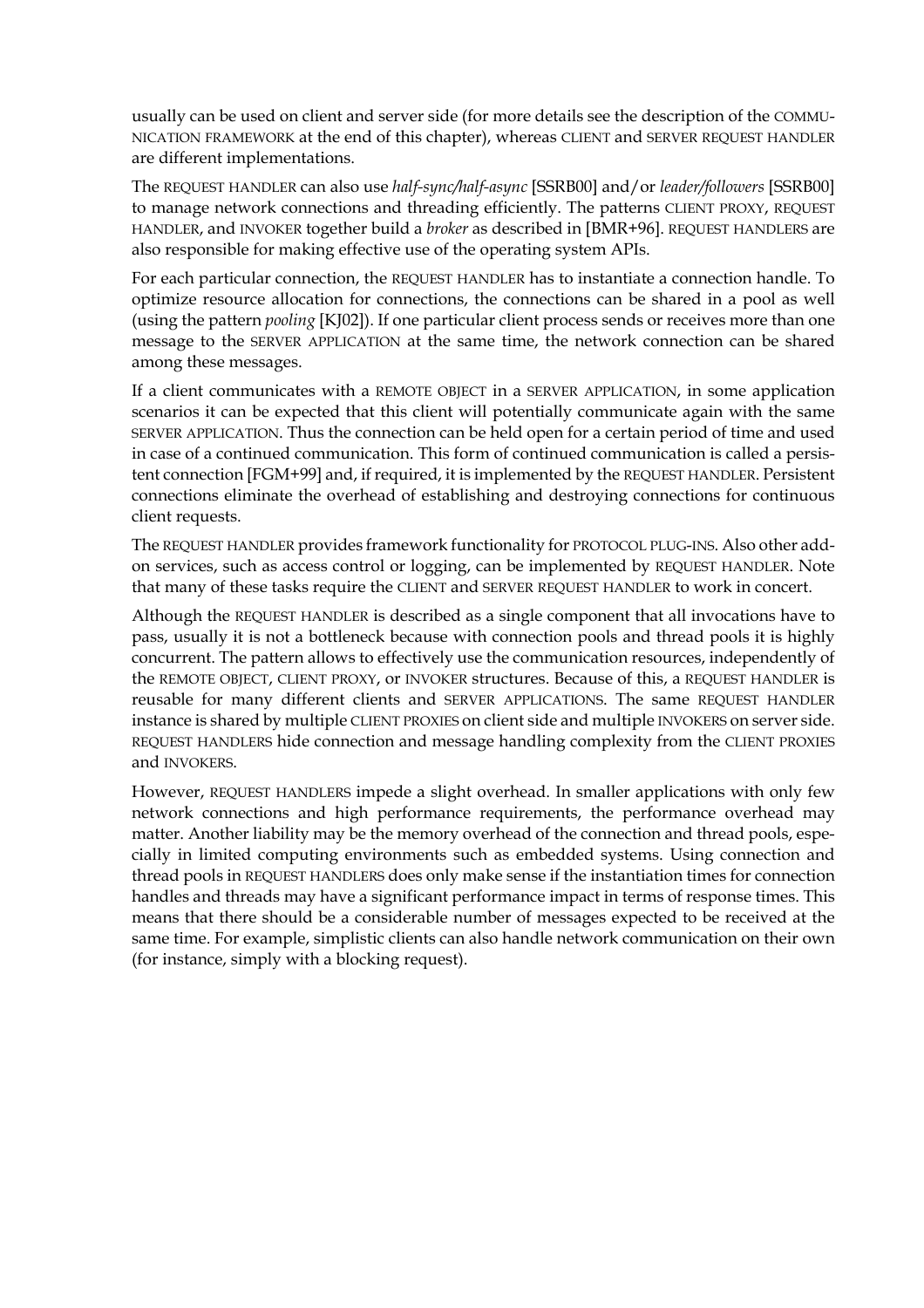usually can be used on client and server side (for more details see the description of the COMMUNICATION FRAMEWORK at the end of this chapter), whereas CLIENT and SERVER REQUEST HANDLER are different implementations.

The REQUEST HANDLER can also use *half-sync/half-async* [SSRB00] and/or *leader/followers* [SSRB00] to manage network connections and threading efficiently. The patterns CLIENT PROXY, REQUEST HANDLER, and INVOKER together build a *broker* as described in [BMR+96]. REQUEST HANDLERS are also responsible for making effective use of the operating system APIs.

For each particular connection, the REQUEST HANDLER has to instantiate a connection handle. To optimize resource allocation for connections, the connections can be shared in a pool as well (using the pattern *pooling* [KJ02]). If one particular client process sends or receives more than one message to the SERVER APPLICATION at the same time, the network connection can be shared among these messages.

If a client communicates with a REMOTE OBJECT in a SERVER APPLICATION, in some application scenarios it can be expected that this client will potentially communicate again with the same SERVER APPLICATION. Thus the connection can be held open for a certain period of time and used in case of a continued communication. This form of continued communication is called a persistent connection [FGM+99] and, if required, it is implemented by the REQUEST HANDLER. Persistent connections eliminate the overhead of establishing and destroying connections for continuous client requests.

The REQUEST HANDLER provides framework functionality for PROTOCOL PLUG-INS. Also other add-on services, such as access control or logging, can be implemented by REQUEST HANDLER. Note that many of these tasks require the CLIENT and SERVER REQUEST HANDLER to work in concert.

Although the REQUEST HANDLER is described as a single component that all invocations have to pass, usually it is not a bottleneck because with connection pools and thread pools it is highly concurrent. The pattern allows to effectively use the communication resources, independently of the REMOTE OBJECT, CLIENT PROXY, or INVOKER structures. Because of this, a REQUEST HANDLER is reusable for many different clients and SERVER APPLICATIONS. The same REQUEST HANDLER instance is shared by multiple CLIENT PROXIES on client side and multiple INVOKERS on server side. REQUEST HANDLERS hide connection and message handling complexity from the CLIENT PROXIES and INVOKERS.

However, REQUEST HANDLERS impede a slight overhead. In smaller applications with only few network connections and high performance requirements, the performance overhead may matter. Another liability may be the memory overhead of the connection and thread pools, especially in limited computing environments such as embedded systems. Using connection and thread pools in REQUEST HANDLERS does only make sense if the instantiation times for connection handles and threads may have a significant performance impact in terms of response times. This means that there should be a considerable number of messages expected to be received at the same time. For example, simplistic clients can also handle network communication on their own (for instance, simply with a blocking request).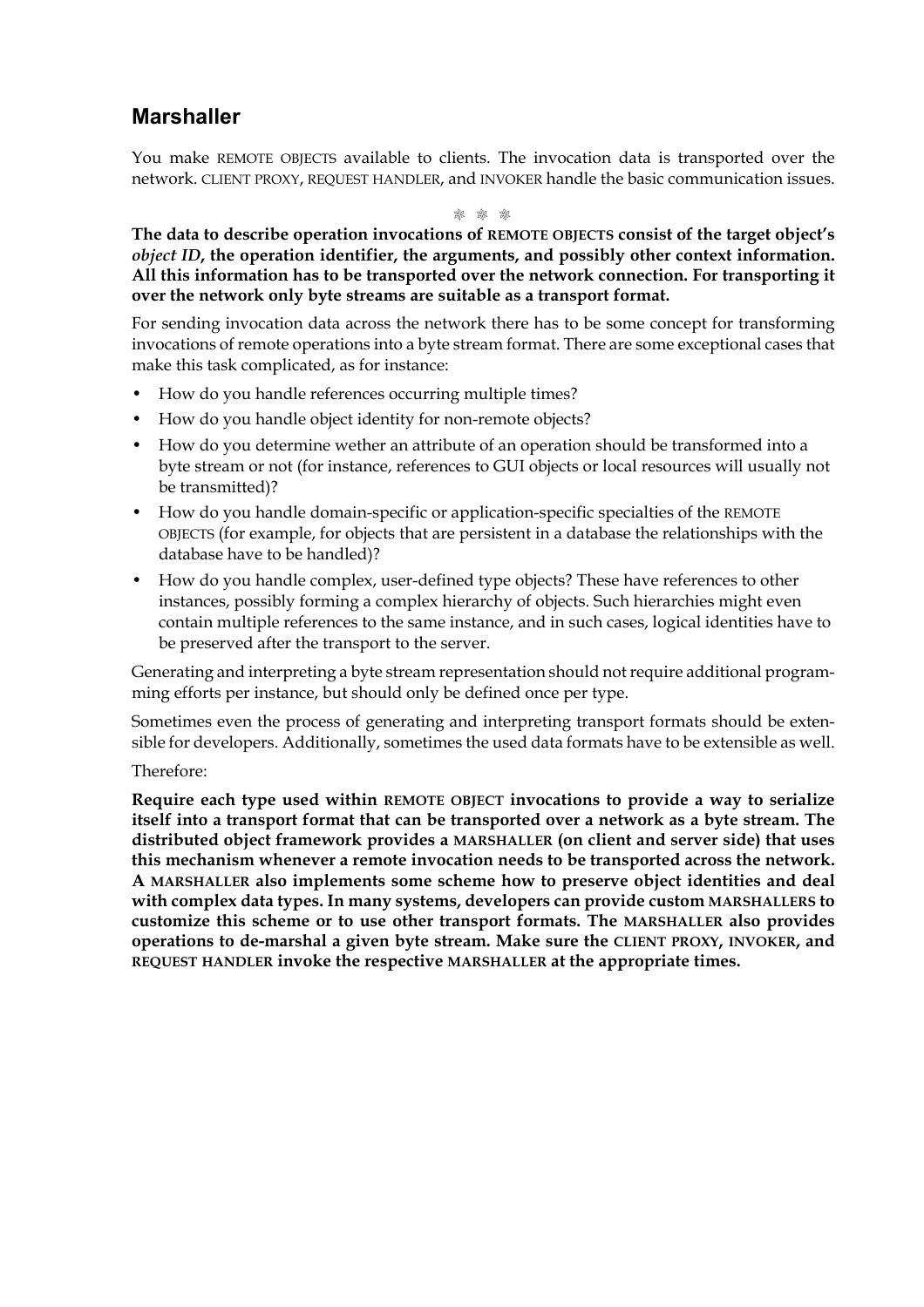## Marshaller

You make REMOTE OBJECTS available to clients. The invocation data is transported over the network. CLIENT PROXY, REQUEST HANDLER, and INVOKER handle the basic communication issues.

❊ ❊ ❊

**The data to describe operation invocations of REMOTE OBJECTS consist of the target object's *object ID*, the operation identifier, the arguments, and possibly other context information. All this information has to be transported over the network connection. For transporting it over the network only byte streams are suitable as a transport format.**

For sending invocation data across the network there has to be some concept for transforming invocations of remote operations into a byte stream format. There are some exceptional cases that make this task complicated, as for instance:

- How do you handle references occurring multiple times?
- How do you handle object identity for non-remote objects?
- How do you determine wether an attribute of an operation should be transformed into a byte stream or not (for instance, references to GUI objects or local resources will usually not be transmitted)?
- How do you handle domain-specific or application-specific specialties of the REMOTE OBJECTS (for example, for objects that are persistent in a database the relationships with the database have to be handled)?
- How do you handle complex, user-defined type objects? These have references to other instances, possibly forming a complex hierarchy of objects. Such hierarchies might even contain multiple references to the same instance, and in such cases, logical identities have to be preserved after the transport to the server.

Generating and interpreting a byte stream representation should not require additional programming efforts per instance, but should only be defined once per type.

Sometimes even the process of generating and interpreting transport formats should be extensible for developers. Additionally, sometimes the used data formats have to be extensible as well.

Therefore:

**Require each type used within REMOTE OBJECT invocations to provide a way to serialize itself into a transport format that can be transported over a network as a byte stream. The distributed object framework provides a MARSHALLER (on client and server side) that uses this mechanism whenever a remote invocation needs to be transported across the network. A MARSHALLER also implements some scheme how to preserve object identities and deal with complex data types. In many systems, developers can provide custom MARSHALLERS to customize this scheme or to use other transport formats. The MARSHALLER also provides operations to de-marshal a given byte stream. Make sure the CLIENT PROXY, INVOKER, and REQUEST HANDLER invoke the respective MARSHALLER at the appropriate times.**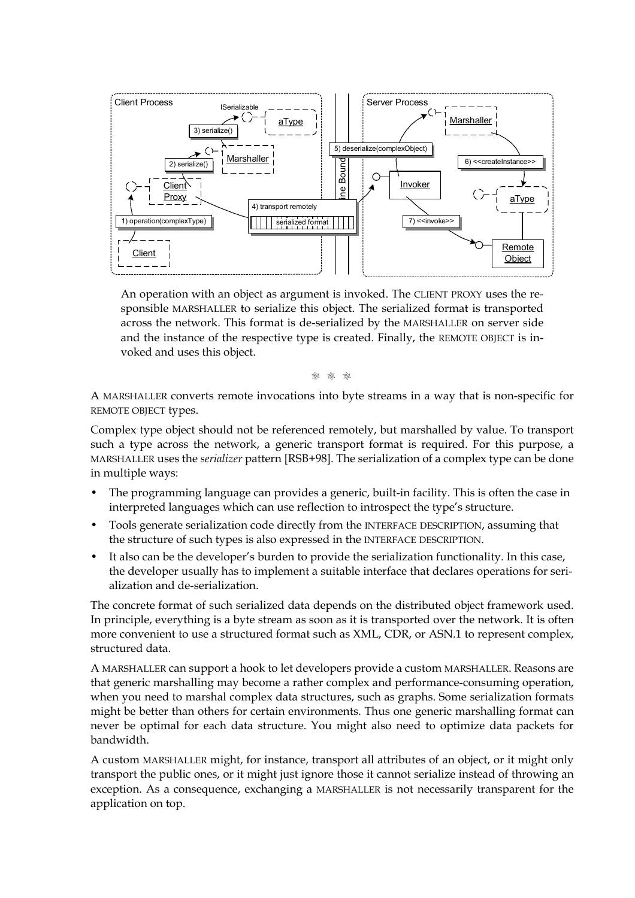An operation with an object as argument is invoked. The CLIENT PROXY uses the responsible MARSHALLER to serialize this object. The serialized format is transported across the network. This format is de-serialized by the MARSHALLER on server side and the instance of the respective type is created. Finally, the REMOTE OBJECT is invoked and uses this object.

❊ ❊ ❊

A MARSHALLER converts remote invocations into byte streams in a way that is non-specific for REMOTE OBJECT types.

Complex type object should not be referenced remotely, but marshalled by value. To transport such a type across the network, a generic transport format is required. For this purpose, a MARSHALLER uses the *serializer* pattern [RSB+98]. The serialization of a complex type can be done in multiple ways:

- The programming language can provides a generic, built-in facility. This is often the case in interpreted languages which can use reflection to introspect the type's structure.
- Tools generate serialization code directly from the INTERFACE DESCRIPTION, assuming that the structure of such types is also expressed in the INTERFACE DESCRIPTION.
- It also can be the developer's burden to provide the serialization functionality. In this case, the developer usually has to implement a suitable interface that declares operations for serialization and de-serialization.

The concrete format of such serialized data depends on the distributed object framework used. In principle, everything is a byte stream as soon as it is transported over the network. It is often more convenient to use a structured format such as XML, CDR, or ASN.1 to represent complex, structured data.

A MARSHALLER can support a hook to let developers provide a custom MARSHALLER. Reasons are that generic marshalling may become a rather complex and performance-consuming operation, when you need to marshal complex data structures, such as graphs. Some serialization formats might be better than others for certain environments. Thus one generic marshalling format can never be optimal for each data structure. You might also need to optimize data packets for bandwidth.

A custom MARSHALLER might, for instance, transport all attributes of an object, or it might only transport the public ones, or it might just ignore those it cannot serialize instead of throwing an exception. As a consequence, exchanging a MARSHALLER is not necessarily transparent for the application on top.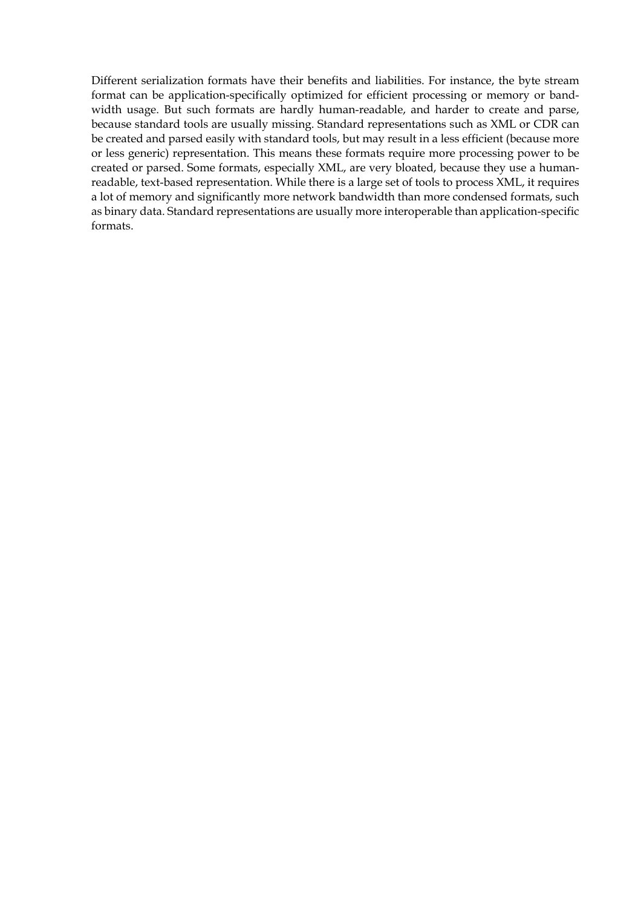Different serialization formats have their benefits and liabilities. For instance, the byte stream format can be application-specifically optimized for efficient processing or memory or bandwidth usage. But such formats are hardly human-readable, and harder to create and parse, because standard tools are usually missing. Standard representations such as XML or CDR can be created and parsed easily with standard tools, but may result in a less efficient (because more or less generic) representation. This means these formats require more processing power to be created or parsed. Some formats, especially XML, are very bloated, because they use a human-readable, text-based representation. While there is a large set of tools to process XML, it requires a lot of memory and significantly more network bandwidth than more condensed formats, such as binary data. Standard representations are usually more interoperable than application-specific formats.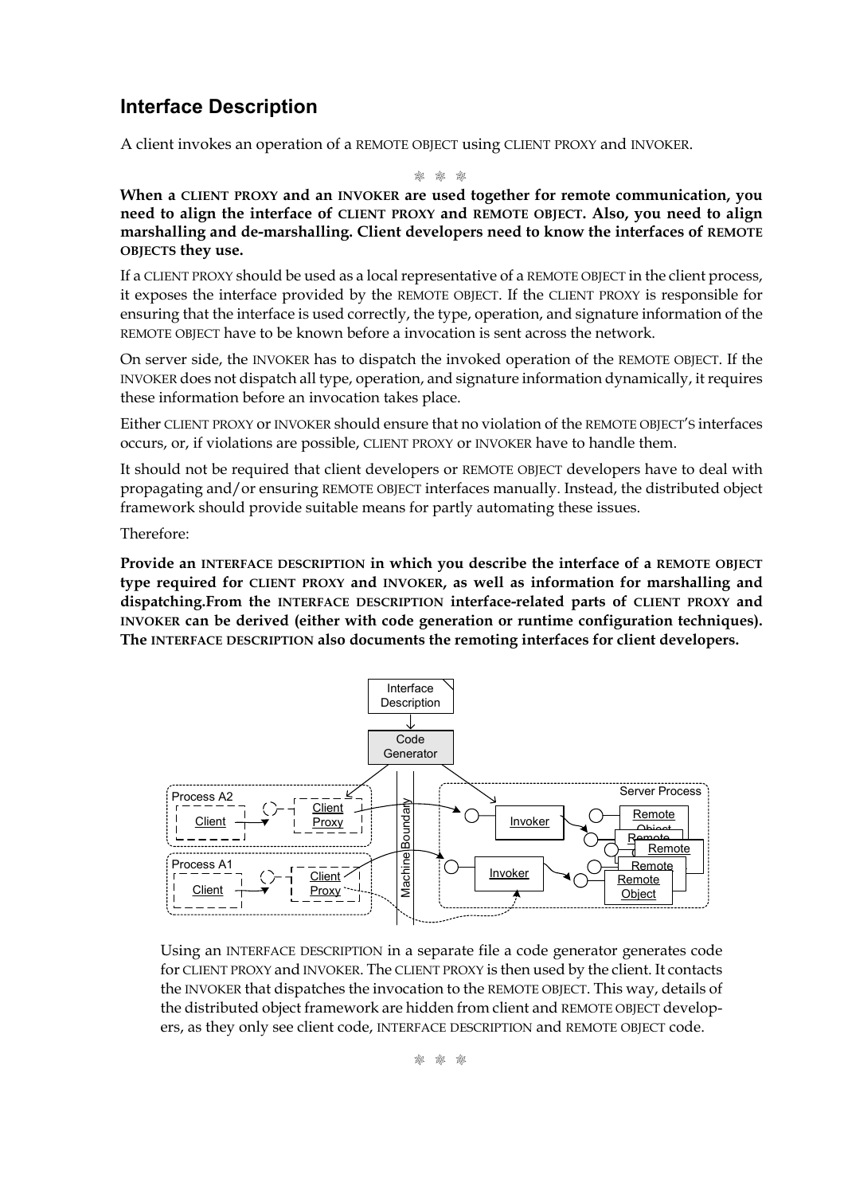## Interface Description

A client invokes an operation of a REMOTE OBJECT using CLIENT PROXY and INVOKER.

❊ ❊ ❊

**When a CLIENT PROXY and an INVOKER are used together for remote communication, you need to align the interface of CLIENT PROXY and REMOTE OBJECT. Also, you need to align marshalling and de-marshalling. Client developers need to know the interfaces of REMOTE OBJECTS they use.**

If a CLIENT PROXY should be used as a local representative of a REMOTE OBJECT in the client process, it exposes the interface provided by the REMOTE OBJECT. If the CLIENT PROXY is responsible for ensuring that the interface is used correctly, the type, operation, and signature information of the REMOTE OBJECT have to be known before a invocation is sent across the network.

On server side, the INVOKER has to dispatch the invoked operation of the REMOTE OBJECT. If the INVOKER does not dispatch all type, operation, and signature information dynamically, it requires these information before an invocation takes place.

Either CLIENT PROXY or INVOKER should ensure that no violation of the REMOTE OBJECT'S interfaces occurs, or, if violations are possible, CLIENT PROXY or INVOKER have to handle them.

It should not be required that client developers or REMOTE OBJECT developers have to deal with propagating and/or ensuring REMOTE OBJECT interfaces manually. Instead, the distributed object framework should provide suitable means for partly automating these issues.

Therefore:

**Provide an INTERFACE DESCRIPTION in which you describe the interface of a REMOTE OBJECT type required for CLIENT PROXY and INVOKER, as well as information for marshalling and dispatching.From the INTERFACE DESCRIPTION interface-related parts of CLIENT PROXY and INVOKER can be derived (either with code generation or runtime configuration techniques). The INTERFACE DESCRIPTION also documents the remoting interfaces for client developers.**

Using an INTERFACE DESCRIPTION in a separate file a code generator generates code for CLIENT PROXY and INVOKER. The CLIENT PROXY is then used by the client. It contacts the INVOKER that dispatches the invocation to the REMOTE OBJECT. This way, details of the distributed object framework are hidden from client and REMOTE OBJECT developers, as they only see client code, INTERFACE DESCRIPTION and REMOTE OBJECT code.

❊ ❊ ❊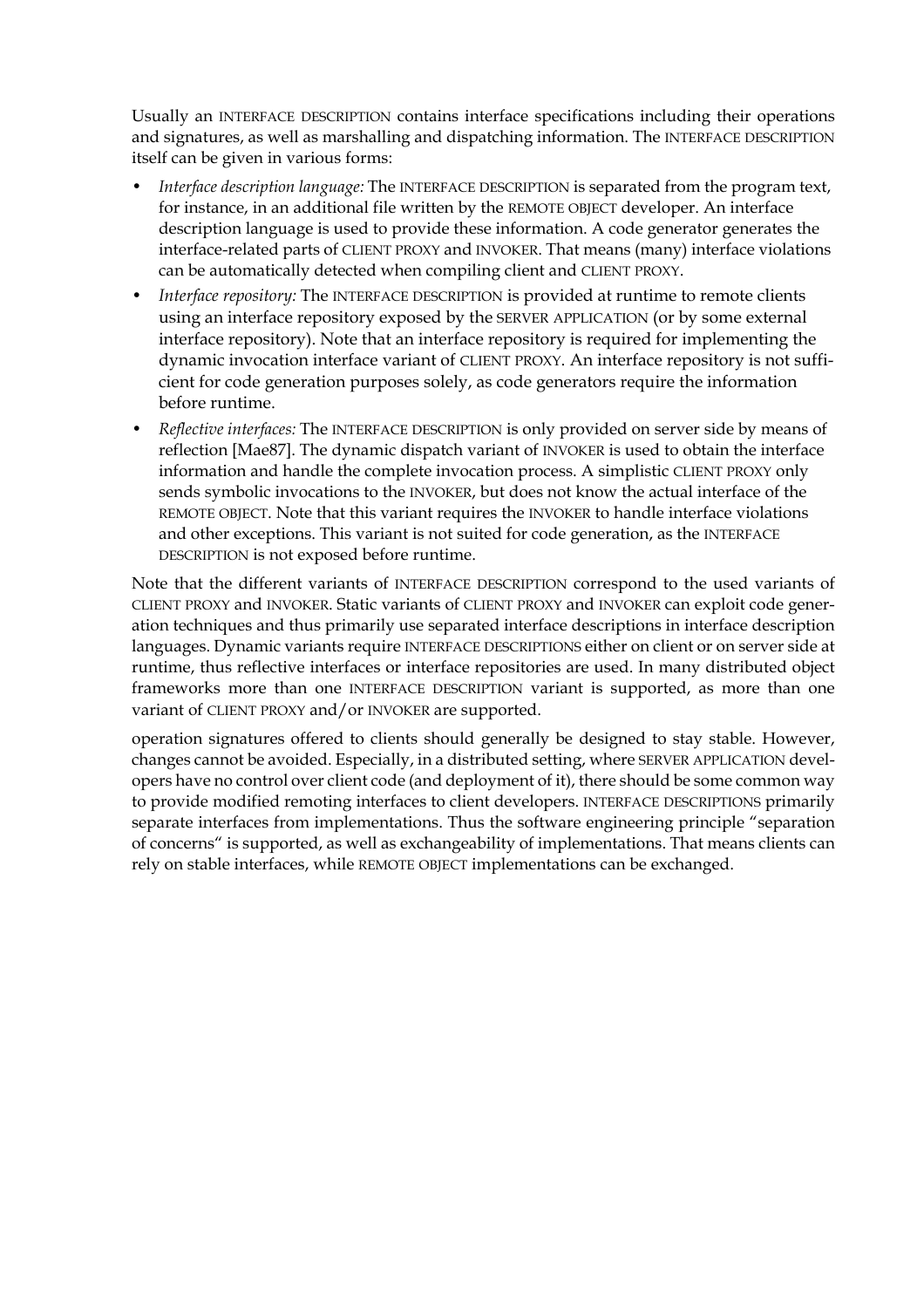Usually an INTERFACE DESCRIPTION contains interface specifications including their operations and signatures, as well as marshalling and dispatching information. The INTERFACE DESCRIPTION itself can be given in various forms:

- *Interface description language:* The INTERFACE DESCRIPTION is separated from the program text, for instance, in an additional file written by the REMOTE OBJECT developer. An interface description language is used to provide these information. A code generator generates the interface-related parts of CLIENT PROXY and INVOKER. That means (many) interface violations can be automatically detected when compiling client and CLIENT PROXY.
- *Interface repository:* The INTERFACE DESCRIPTION is provided at runtime to remote clients using an interface repository exposed by the SERVER APPLICATION (or by some external interface repository). Note that an interface repository is required for implementing the dynamic invocation interface variant of CLIENT PROXY. An interface repository is not sufficient for code generation purposes solely, as code generators require the information before runtime.
- *Reflective interfaces:* The INTERFACE DESCRIPTION is only provided on server side by means of reflection [Mae87]. The dynamic dispatch variant of INVOKER is used to obtain the interface information and handle the complete invocation process. A simplistic CLIENT PROXY only sends symbolic invocations to the INVOKER, but does not know the actual interface of the REMOTE OBJECT. Note that this variant requires the INVOKER to handle interface violations and other exceptions. This variant is not suited for code generation, as the INTERFACE DESCRIPTION is not exposed before runtime.

Note that the different variants of INTERFACE DESCRIPTION correspond to the used variants of CLIENT PROXY and INVOKER. Static variants of CLIENT PROXY and INVOKER can exploit code generation techniques and thus primarily use separated interface descriptions in interface description languages. Dynamic variants require INTERFACE DESCRIPTIONS either on client or on server side at runtime, thus reflective interfaces or interface repositories are used. In many distributed object frameworks more than one INTERFACE DESCRIPTION variant is supported, as more than one variant of CLIENT PROXY and/or INVOKER are supported.

operation signatures offered to clients should generally be designed to stay stable. However, changes cannot be avoided. Especially, in a distributed setting, where SERVER APPLICATION developers have no control over client code (and deployment of it), there should be some common way to provide modified remoting interfaces to client developers. INTERFACE DESCRIPTIONS primarily separate interfaces from implementations. Thus the software engineering principle "separation of concerns" is supported, as well as exchangeability of implementations. That means clients can rely on stable interfaces, while REMOTE OBJECT implementations can be exchanged.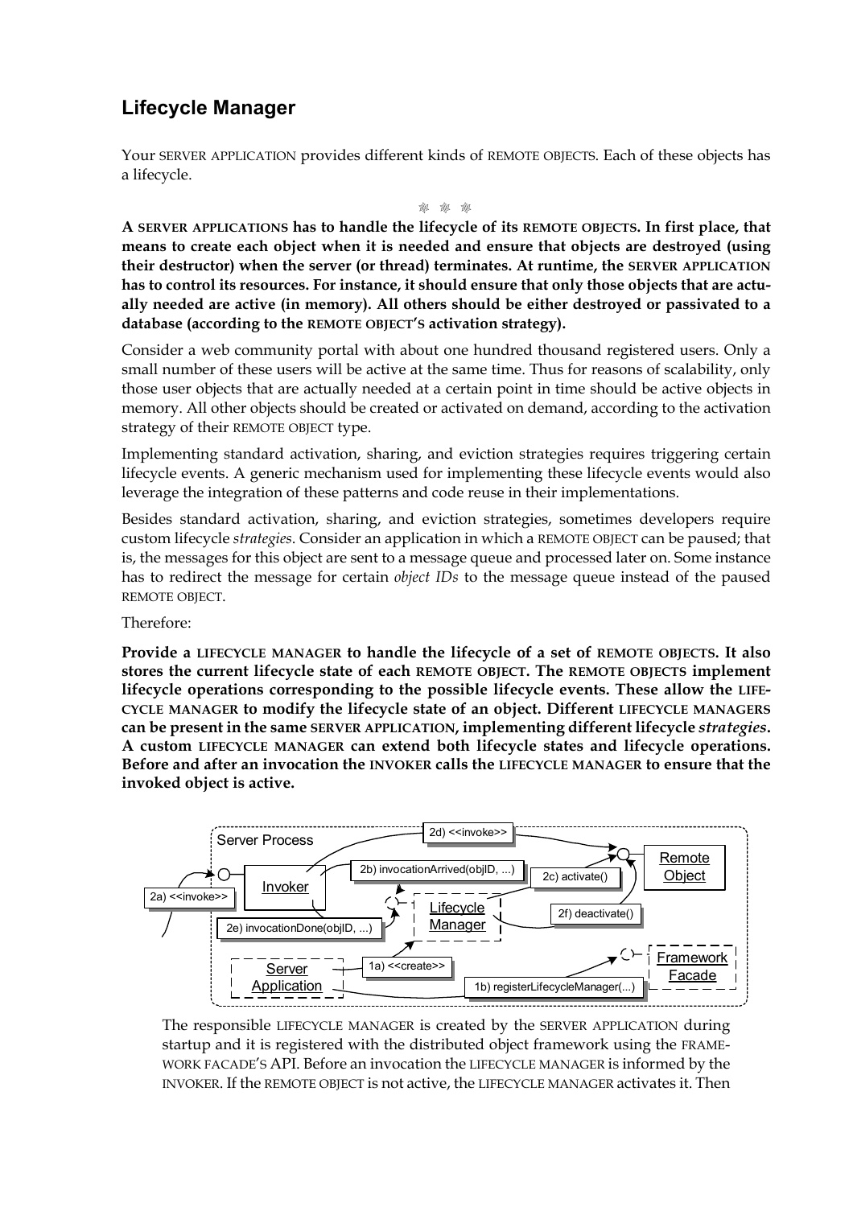## Lifecycle Manager

Your SERVER APPLICATION provides different kinds of REMOTE OBJECTS. Each of these objects has a lifecycle.

❊ ❊ ❊

**A SERVER APPLICATIONS has to handle the lifecycle of its REMOTE OBJECTS. In first place, that means to create each object when it is needed and ensure that objects are destroyed (using their destructor) when the server (or thread) terminates. At runtime, the SERVER APPLICATION has to control its resources. For instance, it should ensure that only those objects that are actually needed are active (in memory). All others should be either destroyed or passivated to a database (according to the REMOTE OBJECT'S activation strategy).**

Consider a web community portal with about one hundred thousand registered users. Only a small number of these users will be active at the same time. Thus for reasons of scalability, only those user objects that are actually needed at a certain point in time should be active objects in memory. All other objects should be created or activated on demand, according to the activation strategy of their REMOTE OBJECT type.

Implementing standard activation, sharing, and eviction strategies requires triggering certain lifecycle events. A generic mechanism used for implementing these lifecycle events would also leverage the integration of these patterns and code reuse in their implementations.

Besides standard activation, sharing, and eviction strategies, sometimes developers require custom lifecycle *strategies*. Consider an application in which a REMOTE OBJECT can be paused; that is, the messages for this object are sent to a message queue and processed later on. Some instance has to redirect the message for certain *object IDs* to the message queue instead of the paused REMOTE OBJECT.

Therefore:

**Provide a LIFECYCLE MANAGER to handle the lifecycle of a set of REMOTE OBJECTS. It also stores the current lifecycle state of each REMOTE OBJECT. The REMOTE OBJECTS implement lifecycle operations corresponding to the possible lifecycle events. These allow the LIFECYCLE MANAGER to modify the lifecycle state of an object. Different LIFECYCLE MANAGERS can be present in the same SERVER APPLICATION, implementing different lifecycle *strategies*. A custom LIFECYCLE MANAGER can extend both lifecycle states and lifecycle operations. Before and after an invocation the INVOKER calls the LIFECYCLE MANAGER to ensure that the invoked object is active.**

The responsible LIFECYCLE MANAGER is created by the SERVER APPLICATION during startup and it is registered with the distributed object framework using the FRAMEWORK FACADE'S API. Before an invocation the LIFECYCLE MANAGER is informed by the INVOKER. If the REMOTE OBJECT is not active, the LIFECYCLE MANAGER activates it. Then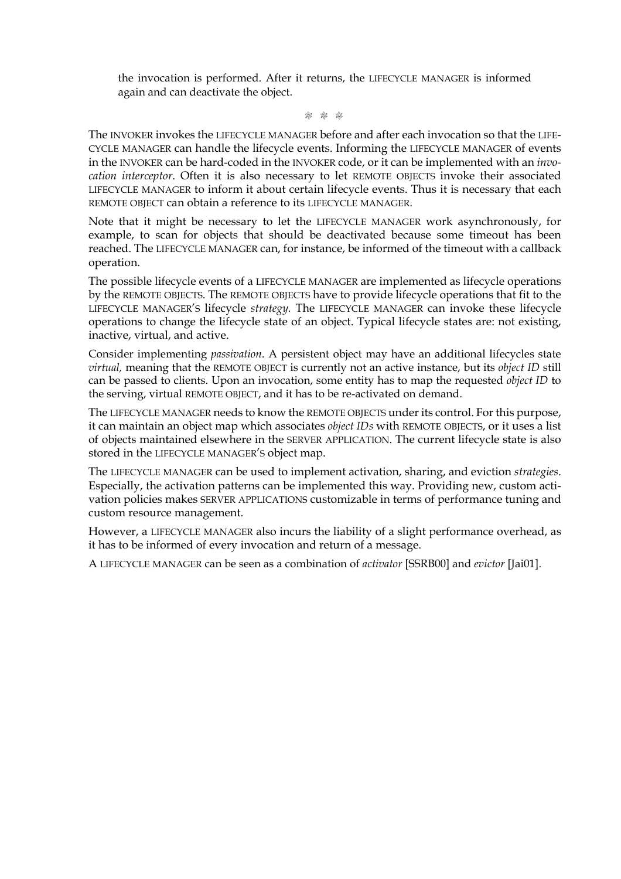the invocation is performed. After it returns, the LIFECYCLE MANAGER is informed again and can deactivate the object.

❄ ❄ ❄

The INVOKER invokes the LIFECYCLE MANAGER before and after each invocation so that the LIFECYCLE MANAGER can handle the lifecycle events. Informing the LIFECYCLE MANAGER of events in the INVOKER can be hard-coded in the INVOKER code, or it can be implemented with an *invocation interceptor*. Often it is also necessary to let REMOTE OBJECTS invoke their associated LIFECYCLE MANAGER to inform it about certain lifecycle events. Thus it is necessary that each REMOTE OBJECT can obtain a reference to its LIFECYCLE MANAGER.

Note that it might be necessary to let the LIFECYCLE MANAGER work asynchronously, for example, to scan for objects that should be deactivated because some timeout has been reached. The LIFECYCLE MANAGER can, for instance, be informed of the timeout with a callback operation.

The possible lifecycle events of a LIFECYCLE MANAGER are implemented as lifecycle operations by the REMOTE OBJECTS. The REMOTE OBJECTS have to provide lifecycle operations that fit to the LIFECYCLE MANAGER'S lifecycle *strategy*. The LIFECYCLE MANAGER can invoke these lifecycle operations to change the lifecycle state of an object. Typical lifecycle states are: not existing, inactive, virtual, and active.

Consider implementing *passivation*. A persistent object may have an additional lifecycles state *virtual,* meaning that the REMOTE OBJECT is currently not an active instance, but its *object ID* still can be passed to clients. Upon an invocation, some entity has to map the requested *object ID* to the serving, virtual REMOTE OBJECT, and it has to be re-activated on demand.

The LIFECYCLE MANAGER needs to know the REMOTE OBJECTS under its control. For this purpose, it can maintain an object map which associates *object IDs* with REMOTE OBJECTS, or it uses a list of objects maintained elsewhere in the SERVER APPLICATION. The current lifecycle state is also stored in the LIFECYCLE MANAGER'S object map.

The LIFECYCLE MANAGER can be used to implement activation, sharing, and eviction *strategies*. Especially, the activation patterns can be implemented this way. Providing new, custom activation policies makes SERVER APPLICATIONS customizable in terms of performance tuning and custom resource management.

However, a LIFECYCLE MANAGER also incurs the liability of a slight performance overhead, as it has to be informed of every invocation and return of a message.

A LIFECYCLE MANAGER can be seen as a combination of *activator* [SSRB00] and *evictor* [Jai01].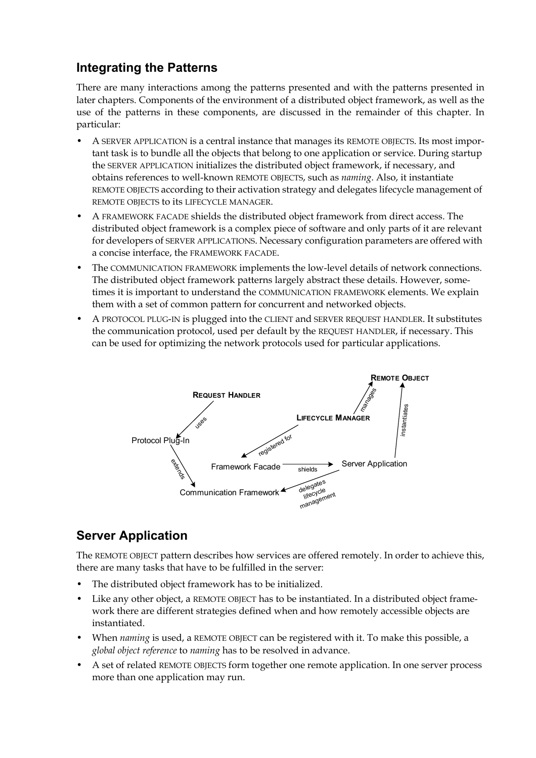## Integrating the Patterns

There are many interactions among the patterns presented and with the patterns presented in later chapters. Components of the environment of a distributed object framework, as well as the use of the patterns in these components, are discussed in the remainder of this chapter. In particular:

- A SERVER APPLICATION is a central instance that manages its REMOTE OBJECTS. Its most important task is to bundle all the objects that belong to one application or service. During startup the SERVER APPLICATION initializes the distributed object framework, if necessary, and obtains references to well-known REMOTE OBJECTS, such as *naming*. Also, it instantiate REMOTE OBJECTS according to their activation strategy and delegates lifecycle management of REMOTE OBJECTS to its LIFECYCLE MANAGER.
- A FRAMEWORK FACADE shields the distributed object framework from direct access. The distributed object framework is a complex piece of software and only parts of it are relevant for developers of SERVER APPLICATIONS. Necessary configuration parameters are offered with a concise interface, the FRAMEWORK FACADE.
- The COMMUNICATION FRAMEWORK implements the low-level details of network connections. The distributed object framework patterns largely abstract these details. However, sometimes it is important to understand the COMMUNICATION FRAMEWORK elements. We explain them with a set of common pattern for concurrent and networked objects.
- A PROTOCOL PLUG-IN is plugged into the CLIENT and SERVER REQUEST HANDLER. It substitutes the communication protocol, used per default by the REQUEST HANDLER, if necessary. This can be used for optimizing the network protocols used for particular applications.

## Server Application

The REMOTE OBJECT pattern describes how services are offered remotely. In order to achieve this, there are many tasks that have to be fulfilled in the server:

- The distributed object framework has to be initialized.
- Like any other object, a REMOTE OBJECT has to be instantiated. In a distributed object framework there are different strategies defined when and how remotely accessible objects are instantiated.
- When *naming* is used, a REMOTE OBJECT can be registered with it. To make this possible, a *global object reference* to *naming* has to be resolved in advance.
- A set of related REMOTE OBJECTS form together one remote application. In one server process more than one application may run.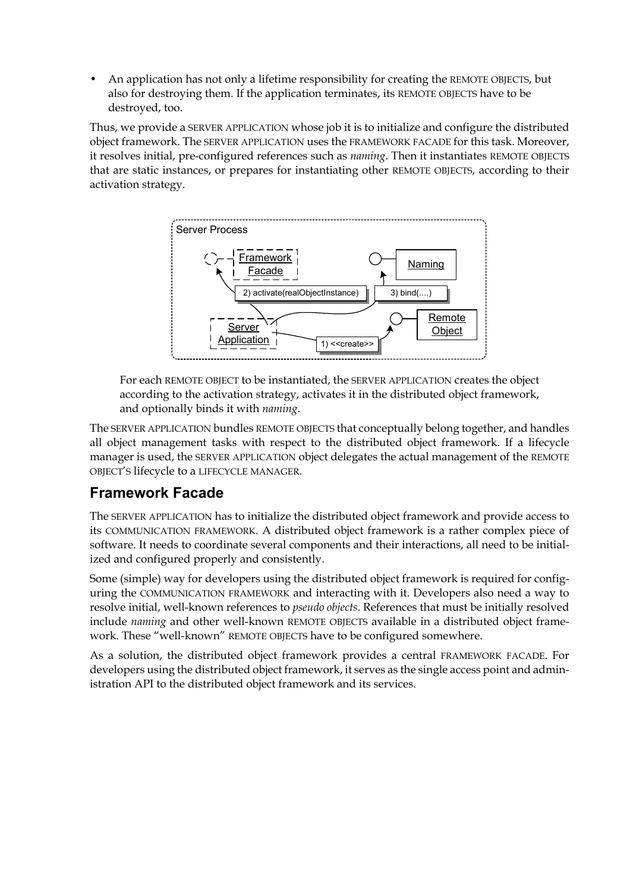- An application has not only a lifetime responsibility for creating the REMOTE OBJECTS, but also for destroying them. If the application terminates, its REMOTE OBJECTS have to be destroyed, too.

Thus, we provide a SERVER APPLICATION whose job it is to initialize and configure the distributed object framework. The SERVER APPLICATION uses the FRAMEWORK FACADE for this task. Moreover, it resolves initial, pre-configured references such as *naming*. Then it instantiates REMOTE OBJECTS that are static instances, or prepares for instantiating other REMOTE OBJECTS, according to their activation strategy.

For each REMOTE OBJECT to be instantiated, the SERVER APPLICATION creates the object according to the activation strategy, activates it in the distributed object framework, and optionally binds it with *naming*.

The SERVER APPLICATION bundles REMOTE OBJECTS that conceptually belong together, and handles all object management tasks with respect to the distributed object framework. If a lifecycle manager is used, the SERVER APPLICATION object delegates the actual management of the REMOTE OBJECT'S lifecycle to a LIFECYCLE MANAGER.

## Framework Facade

The SERVER APPLICATION has to initialize the distributed object framework and provide access to its COMMUNICATION FRAMEWORK. A distributed object framework is a rather complex piece of software. It needs to coordinate several components and their interactions, all need to be initialized and configured properly and consistently.

Some (simple) way for developers using the distributed object framework is required for configuring the COMMUNICATION FRAMEWORK and interacting with it. Developers also need a way to resolve initial, well-known references to *pseudo objects*. References that must be initially resolved include *naming* and other well-known REMOTE OBJECTS available in a distributed object framework. These "well-known" REMOTE OBJECTS have to be configured somewhere.

As a solution, the distributed object framework provides a central FRAMEWORK FACADE. For developers using the distributed object framework, it serves as the single access point and administration API to the distributed object framework and its services.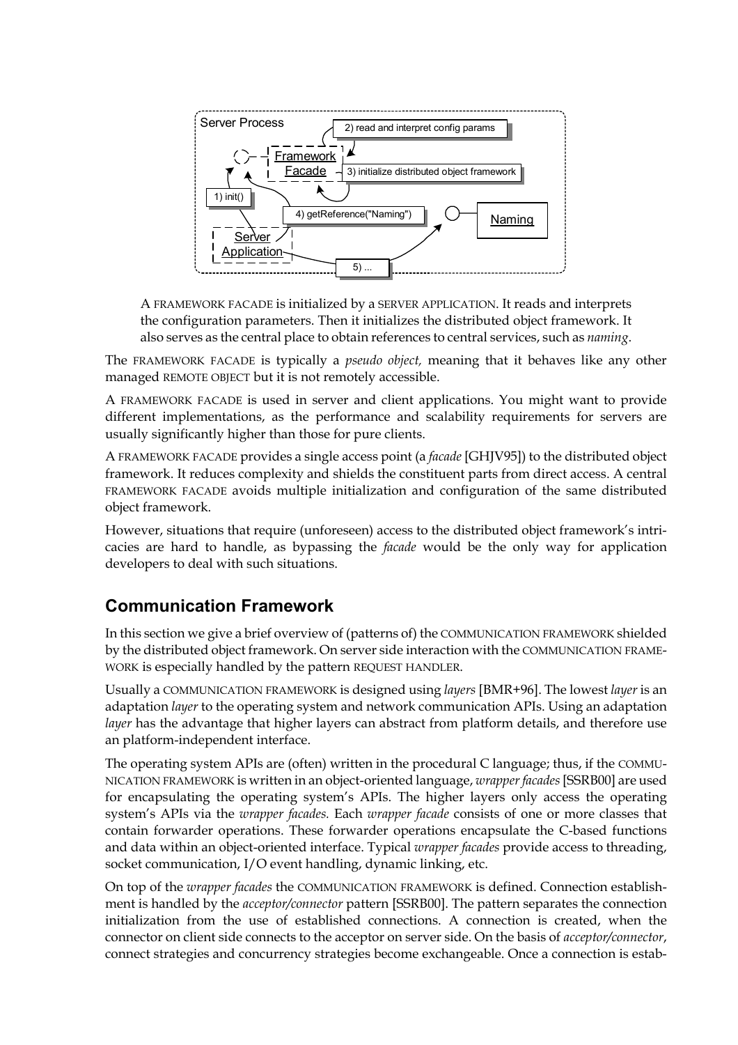A FRAMEWORK FACADE is initialized by a SERVER APPLICATION. It reads and interprets the configuration parameters. Then it initializes the distributed object framework. It also serves as the central place to obtain references to central services, such as *naming*.

The FRAMEWORK FACADE is typically a *pseudo object,* meaning that it behaves like any other managed REMOTE OBJECT but it is not remotely accessible.

A FRAMEWORK FACADE is used in server and client applications. You might want to provide different implementations, as the performance and scalability requirements for servers are usually significantly higher than those for pure clients.

A FRAMEWORK FACADE provides a single access point (a *facade* [GHJV95]) to the distributed object framework. It reduces complexity and shields the constituent parts from direct access. A central FRAMEWORK FACADE avoids multiple initialization and configuration of the same distributed object framework.

However, situations that require (unforeseen) access to the distributed object framework's intricacies are hard to handle, as bypassing the *facade* would be the only way for application developers to deal with such situations.

## Communication Framework

In this section we give a brief overview of (patterns of) the COMMUNICATION FRAMEWORK shielded by the distributed object framework. On server side interaction with the COMMUNICATION FRAMEWORK is especially handled by the pattern REQUEST HANDLER.

Usually a COMMUNICATION FRAMEWORK is designed using *layers* [BMR+96]. The lowest *layer* is an adaptation *layer* to the operating system and network communication APIs. Using an adaptation *layer* has the advantage that higher layers can abstract from platform details, and therefore use an platform-independent interface.

The operating system APIs are (often) written in the procedural C language; thus, if the COMMUNICATION FRAMEWORK is written in an object-oriented language, *wrapper facades* [SSRB00] are used for encapsulating the operating system's APIs. The higher layers only access the operating system's APIs via the *wrapper facades.* Each *wrapper facade* consists of one or more classes that contain forwarder operations. These forwarder operations encapsulate the C-based functions and data within an object-oriented interface. Typical *wrapper facades* provide access to threading, socket communication, I/O event handling, dynamic linking, etc.

On top of the *wrapper facades* the COMMUNICATION FRAMEWORK is defined. Connection establishment is handled by the *acceptor/connector* pattern [SSRB00]. The pattern separates the connection initialization from the use of established connections. A connection is created, when the connector on client side connects to the acceptor on server side. On the basis of *acceptor/connector*, connect strategies and concurrency strategies become exchangeable. Once a connection is estab-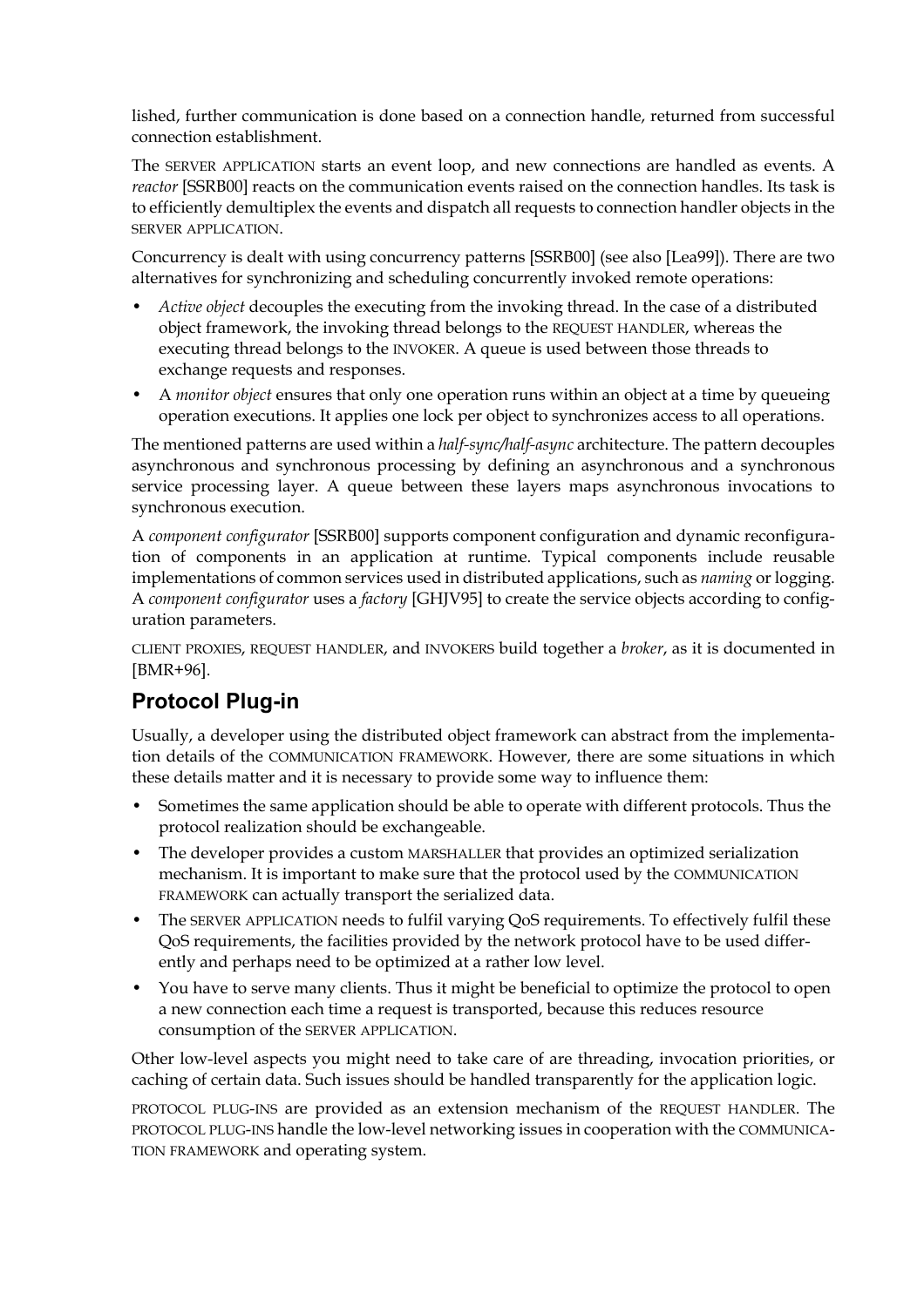lished, further communication is done based on a connection handle, returned from successful connection establishment.

The SERVER APPLICATION starts an event loop, and new connections are handled as events. A *reactor* [SSRB00] reacts on the communication events raised on the connection handles. Its task is to efficiently demultiplex the events and dispatch all requests to connection handler objects in the SERVER APPLICATION.

Concurrency is dealt with using concurrency patterns [SSRB00] (see also [Lea99]). There are two alternatives for synchronizing and scheduling concurrently invoked remote operations:

- *Active object* decouples the executing from the invoking thread. In the case of a distributed object framework, the invoking thread belongs to the REQUEST HANDLER, whereas the executing thread belongs to the INVOKER. A queue is used between those threads to exchange requests and responses.
- A *monitor object* ensures that only one operation runs within an object at a time by queueing operation executions. It applies one lock per object to synchronizes access to all operations.

The mentioned patterns are used within a *half-sync/half-async* architecture. The pattern decouples asynchronous and synchronous processing by defining an asynchronous and a synchronous service processing layer. A queue between these layers maps asynchronous invocations to synchronous execution.

A *component configurator* [SSRB00] supports component configuration and dynamic reconfiguration of components in an application at runtime. Typical components include reusable implementations of common services used in distributed applications, such as *naming* or logging. A *component configurator* uses a *factory* [GHJV95] to create the service objects according to configuration parameters.

CLIENT PROXIES, REQUEST HANDLER, and INVOKERS build together a *broker*, as it is documented in [BMR+96].

## Protocol Plug-in

Usually, a developer using the distributed object framework can abstract from the implementation details of the COMMUNICATION FRAMEWORK. However, there are some situations in which these details matter and it is necessary to provide some way to influence them:

- Sometimes the same application should be able to operate with different protocols. Thus the protocol realization should be exchangeable.
- The developer provides a custom MARSHALLER that provides an optimized serialization mechanism. It is important to make sure that the protocol used by the COMMUNICATION FRAMEWORK can actually transport the serialized data.
- The SERVER APPLICATION needs to fulfil varying QoS requirements. To effectively fulfil these QoS requirements, the facilities provided by the network protocol have to be used differently and perhaps need to be optimized at a rather low level.
- You have to serve many clients. Thus it might be beneficial to optimize the protocol to open a new connection each time a request is transported, because this reduces resource consumption of the SERVER APPLICATION.

Other low-level aspects you might need to take care of are threading, invocation priorities, or caching of certain data. Such issues should be handled transparently for the application logic.

PROTOCOL PLUG-INS are provided as an extension mechanism of the REQUEST HANDLER. The PROTOCOL PLUG-INS handle the low-level networking issues in cooperation with the COMMUNICATION FRAMEWORK and operating system.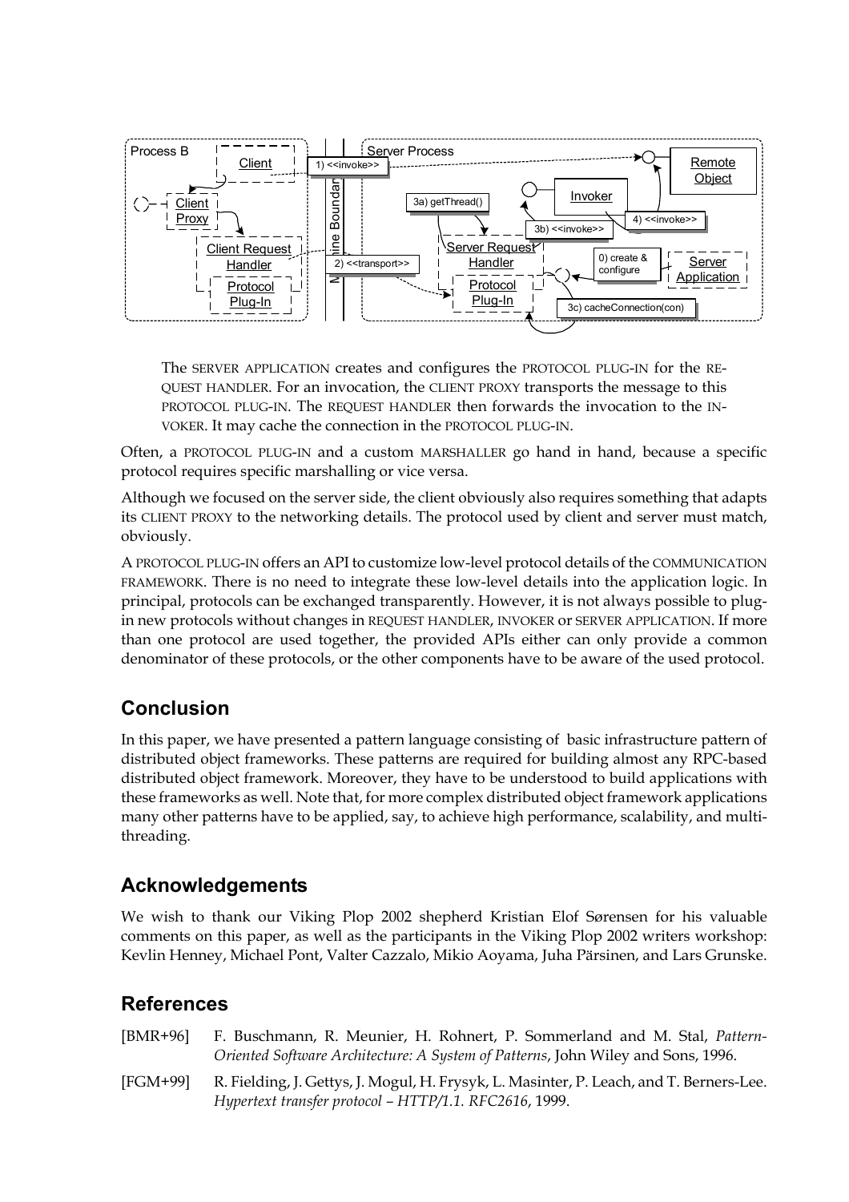The SERVER APPLICATION creates and configures the PROTOCOL PLUG-IN for the REQUEST HANDLER. For an invocation, the CLIENT PROXY transports the message to this PROTOCOL PLUG-IN. The REQUEST HANDLER then forwards the invocation to the INVOKER. It may cache the connection in the PROTOCOL PLUG-IN.

Often, a PROTOCOL PLUG-IN and a custom MARSHALLER go hand in hand, because a specific protocol requires specific marshalling or vice versa.

Although we focused on the server side, the client obviously also requires something that adapts its CLIENT PROXY to the networking details. The protocol used by client and server must match, obviously.

A PROTOCOL PLUG-IN offers an API to customize low-level protocol details of the COMMUNICATION FRAMEWORK. There is no need to integrate these low-level details into the application logic. In principal, protocols can be exchanged transparently. However, it is not always possible to plug-in new protocols without changes in REQUEST HANDLER, INVOKER or SERVER APPLICATION. If more than one protocol are used together, the provided APIs either can only provide a common denominator of these protocols, or the other components have to be aware of the used protocol.

## Conclusion

In this paper, we have presented a pattern language consisting of basic infrastructure pattern of distributed object frameworks. These patterns are required for building almost any RPC-based distributed object framework. Moreover, they have to be understood to build applications with these frameworks as well. Note that, for more complex distributed object framework applications many other patterns have to be applied, say, to achieve high performance, scalability, and multi-threading.

## Acknowledgements

We wish to thank our Viking Plop 2002 shepherd Kristian Elof Sørensen for his valuable comments on this paper, as well as the participants in the Viking Plop 2002 writers workshop: Kevlin Henney, Michael Pont, Valter Cazzalo, Mikio Aoyama, Juha Pärsinen, and Lars Grunske.

## References

[BMR+96] F. Buschmann, R. Meunier, H. Rohnert, P. Sommerland and M. Stal, *Pattern-Oriented Software Architecture: A System of Patterns*, John Wiley and Sons, 1996.

[FGM+99] R. Fielding, J. Gettys, J. Mogul, H. Frysyk, L. Masinter, P. Leach, and T. Berners-Lee. *Hypertext transfer protocol – HTTP/1.1. RFC2616*, 1999.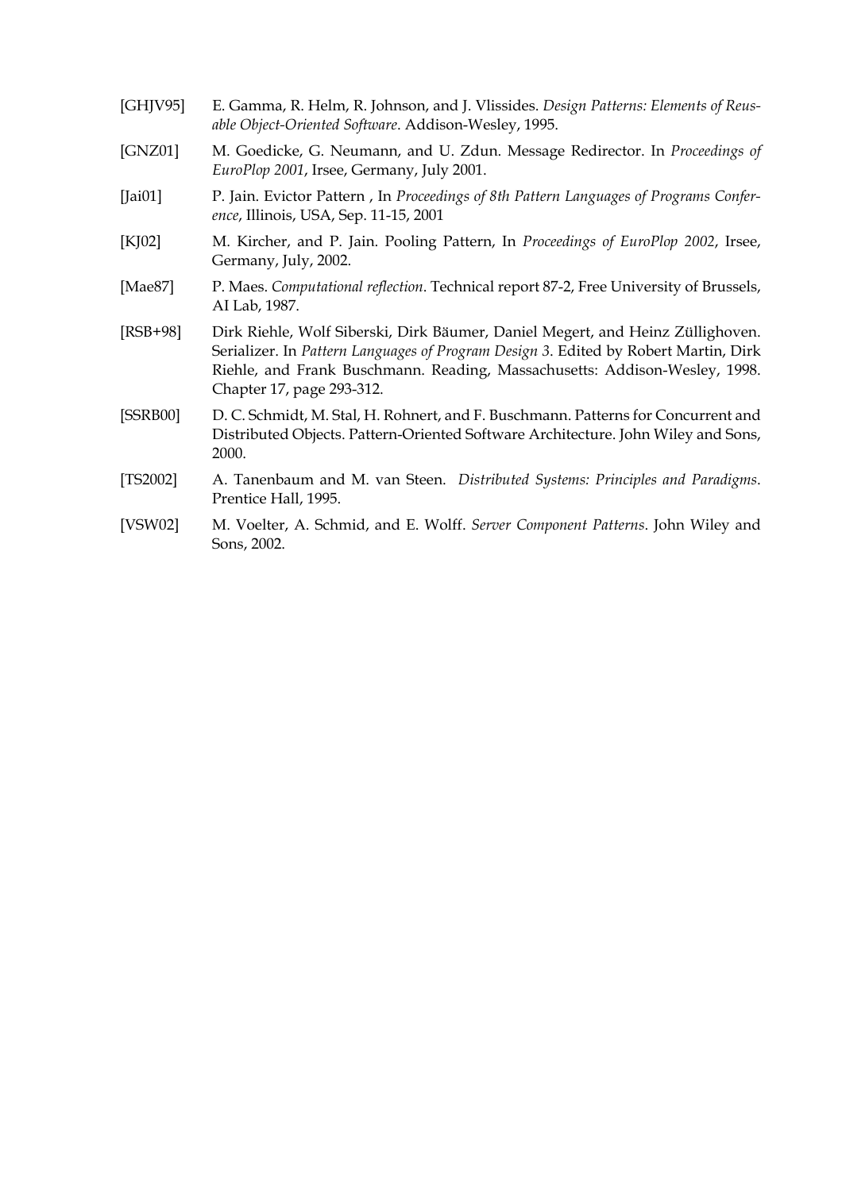[GHJV95] E. Gamma, R. Helm, R. Johnson, and J. Vlissides. *Design Patterns: Elements of Reusable Object-Oriented Software*. Addison-Wesley, 1995.

[GNZ01] M. Goedicke, G. Neumann, and U. Zdun. Message Redirector. In *Proceedings of EuroPlop 2001*, Irsee, Germany, July 2001.

[Jai01] P. Jain. Evictor Pattern , In *Proceedings of 8th Pattern Languages of Programs Conference*, Illinois, USA, Sep. 11-15, 2001

[KJ02] M. Kircher, and P. Jain. Pooling Pattern, In *Proceedings of EuroPlop 2002*, Irsee, Germany, July, 2002.

[Mae87] P. Maes. *Computational reflection*. Technical report 87-2, Free University of Brussels, AI Lab, 1987.

[RSB+98] Dirk Riehle, Wolf Siberski, Dirk Bäumer, Daniel Megert, and Heinz Züllighoven. Serializer. In *Pattern Languages of Program Design 3*. Edited by Robert Martin, Dirk Riehle, and Frank Buschmann. Reading, Massachusetts: Addison-Wesley, 1998. Chapter 17, page 293-312.

[SSRB00] D. C. Schmidt, M. Stal, H. Rohnert, and F. Buschmann. Patterns for Concurrent and Distributed Objects. Pattern-Oriented Software Architecture. John Wiley and Sons, 2000.

[TS2002] A. Tanenbaum and M. van Steen. *Distributed Systems: Principles and Paradigms*. Prentice Hall, 1995.

[VSW02] M. Voelter, A. Schmid, and E. Wolff. *Server Component Patterns*. John Wiley and Sons, 2002.